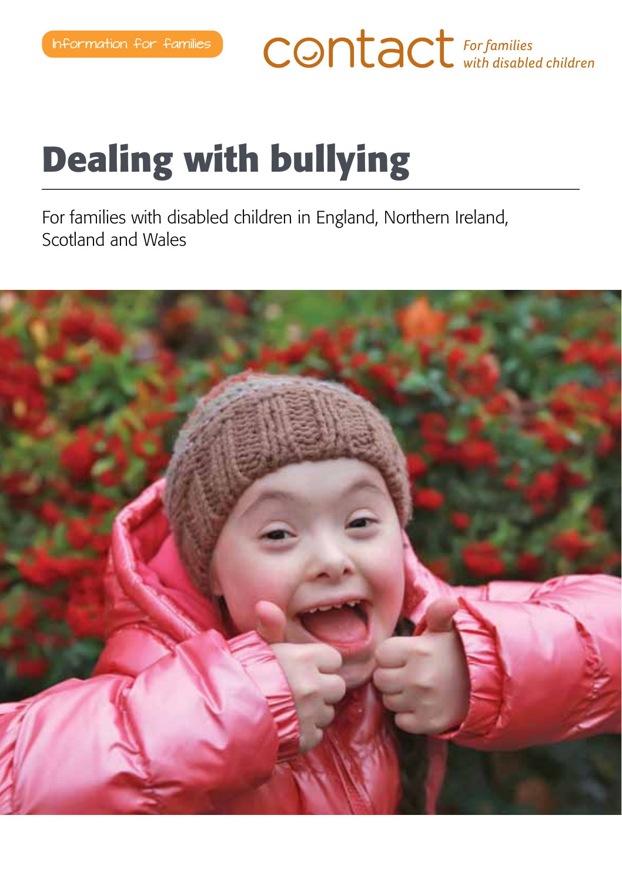Information for families

contact *For families with disabled children*

# Dealing with bullying

For families with disabled children in England, Northern Ireland, Scotland and Wales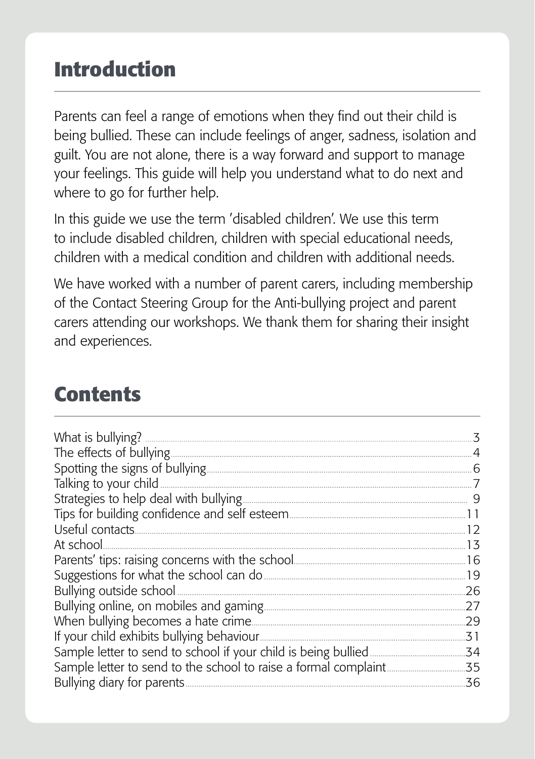## Introduction

Parents can feel a range of emotions when they find out their child is being bullied. These can include feelings of anger, sadness, isolation and guilt. You are not alone, there is a way forward and support to manage your feelings. This guide will help you understand what to do next and where to go for further help.

In this guide we use the term 'disabled children'. We use this term to include disabled children, children with special educational needs, children with a medical condition and children with additional needs.

We have worked with a number of parent carers, including membership of the Contact Steering Group for the Anti-bullying project and parent carers attending our workshops. We thank them for sharing their insight and experiences.

## Contents

- What is bullying? ..... 3
- The effects of bullying ..... 4
- Spotting the signs of bullying ..... 6
- Talking to your child ..... 7
- Strategies to help deal with bullying ..... 9
- Tips for building confidence and self esteem ..... 11
- Useful contacts ..... 12
- At school ..... 13
- Parents' tips: raising concerns with the school ..... 16
- Suggestions for what the school can do ..... 19
- Bullying outside school ..... 26
- Bullying online, on mobiles and gaming ..... 27
- When bullying becomes a hate crime ..... 29
- If your child exhibits bullying behaviour ..... 31
- Sample letter to send to school if your child is being bullied ..... 34
- Sample letter to send to the school to raise a formal complaint ..... 35
- Bullying diary for parents ..... 36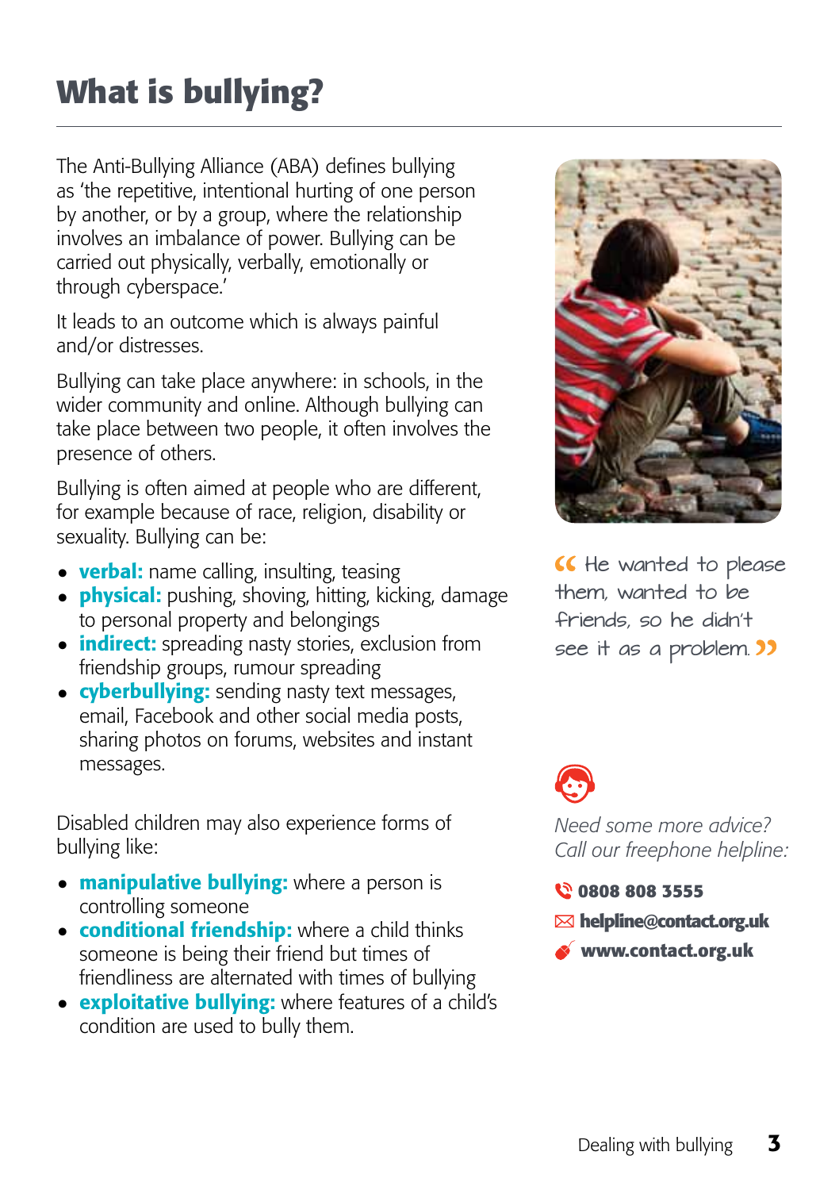# What is bullying?

The Anti-Bullying Alliance (ABA) defines bullying as 'the repetitive, intentional hurting of one person by another, or by a group, where the relationship involves an imbalance of power. Bullying can be carried out physically, verbally, emotionally or through cyberspace.'

It leads to an outcome which is always painful and/or distresses.

Bullying can take place anywhere: in schools, in the wider community and online. Although bullying can take place between two people, it often involves the presence of others.

Bullying is often aimed at people who are different, for example because of race, religion, disability or sexuality. Bullying can be:

- **verbal:** name calling, insulting, teasing
- **physical:** pushing, shoving, hitting, kicking, damage to personal property and belongings
- **indirect:** spreading nasty stories, exclusion from friendship groups, rumour spreading
- **cyberbullying:** sending nasty text messages, email, Facebook and other social media posts, sharing photos on forums, websites and instant messages.

Disabled children may also experience forms of bullying like:

- **manipulative bullying:** where a person is controlling someone
- **conditional friendship:** where a child thinks someone is being their friend but times of friendliness are alternated with times of bullying
- **exploitative bullying:** where features of a child's condition are used to bully them.

"He wanted to please them, wanted to be friends, so he didn't see it as a problem."

*Need some more advice? Call our freephone helpline:*

**0808 808 3555**

**helpline@contact.org.uk**

**www.contact.org.uk**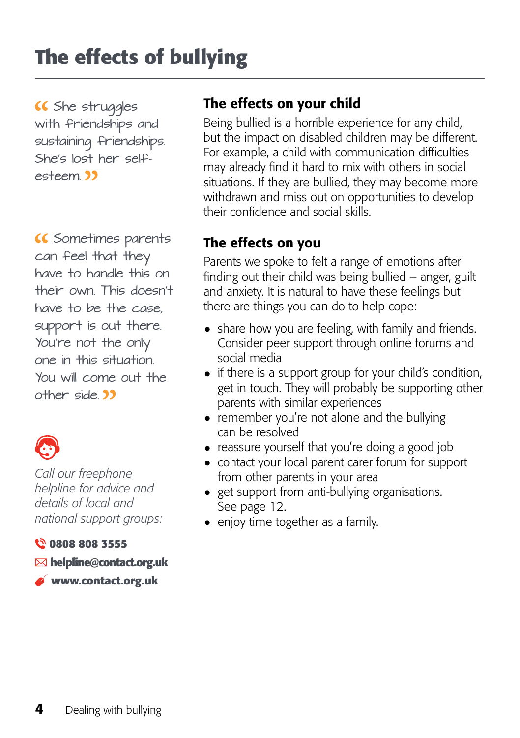# The effects of bullying

> "She struggles with friendships and sustaining friendships. She's lost her self-esteem."

> "Sometimes parents can feel that they have to handle this on their own. This doesn't have to be the case, support is out there. You're not the only one in this situation. You will come out the other side."

*Call our freephone helpline for advice and details of local and national support groups:*

**0808 808 3555**

**helpline@contact.org.uk**

**www.contact.org.uk**

## The effects on your child

Being bullied is a horrible experience for any child, but the impact on disabled children may be different. For example, a child with communication difficulties may already find it hard to mix with others in social situations. If they are bullied, they may become more withdrawn and miss out on opportunities to develop their confidence and social skills.

## The effects on you

Parents we spoke to felt a range of emotions after finding out their child was being bullied – anger, guilt and anxiety. It is natural to have these feelings but there are things you can do to help cope:

- share how you are feeling, with family and friends. Consider peer support through online forums and social media
- if there is a support group for your child's condition, get in touch. They will probably be supporting other parents with similar experiences
- remember you're not alone and the bullying can be resolved
- reassure yourself that you're doing a good job
- contact your local parent carer forum for support from other parents in your area
- get support from anti-bullying organisations. See page 12.
- enjoy time together as a family.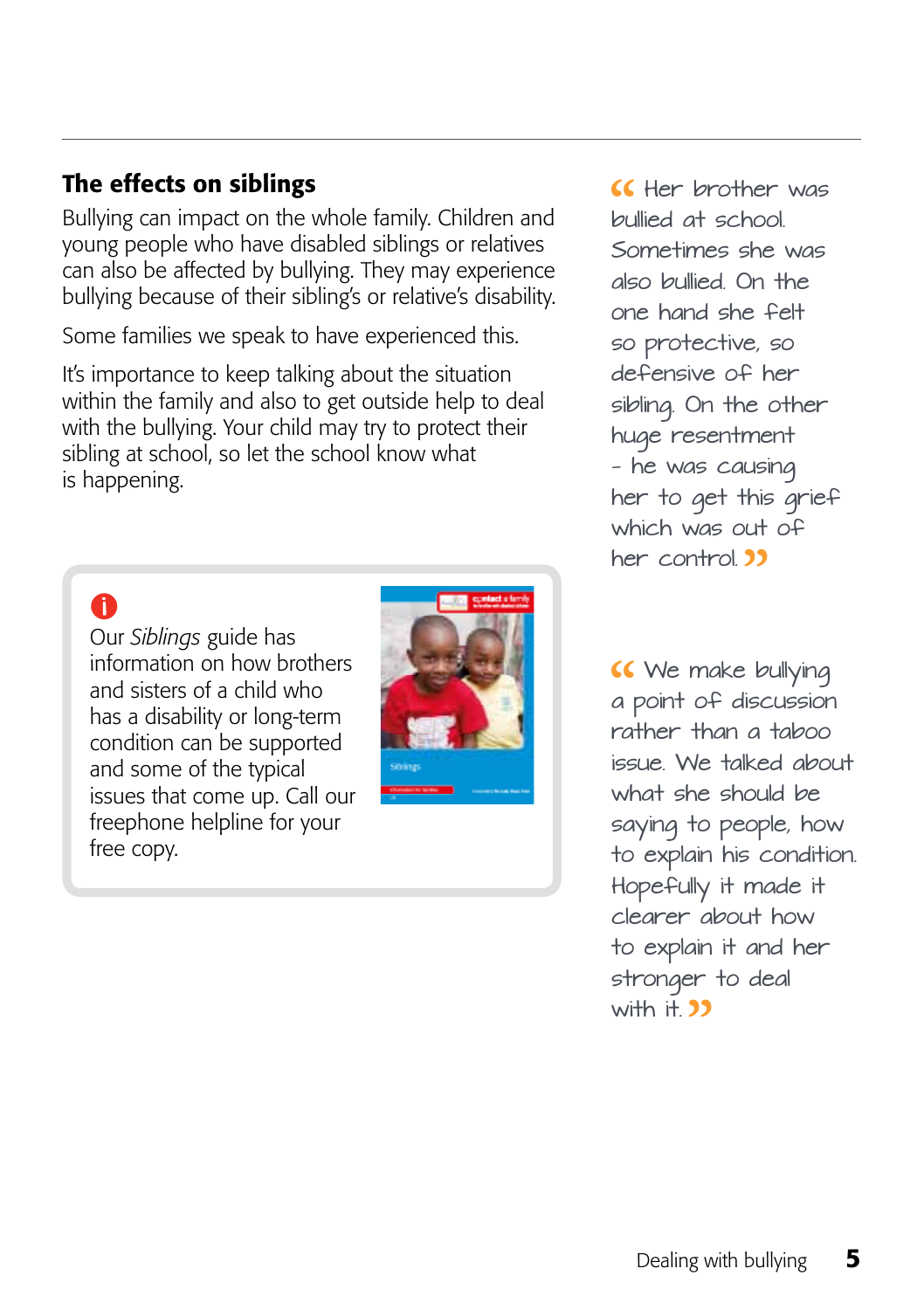## The effects on siblings

Bullying can impact on the whole family. Children and young people who have disabled siblings or relatives can also be affected by bullying. They may experience bullying because of their sibling's or relative's disability.

Some families we speak to have experienced this.

It's importance to keep talking about the situation within the family and also to get outside help to deal with the bullying. Your child may try to protect their sibling at school, so let the school know what is happening.

> Our *Siblings* guide has information on how brothers and sisters of a child who has a disability or long-term condition can be supported and some of the typical issues that come up. Call our freephone helpline for your free copy.

> "Her brother was bullied at school. Sometimes she was also bullied. On the one hand she felt so protective, so defensive of her sibling. On the other huge resentment – he was causing her to get this grief which was out of her control."

> "We make bullying a point of discussion rather than a taboo issue. We talked about what she should be saying to people, how to explain his condition. Hopefully it made it clearer about how to explain it and her stronger to deal with it."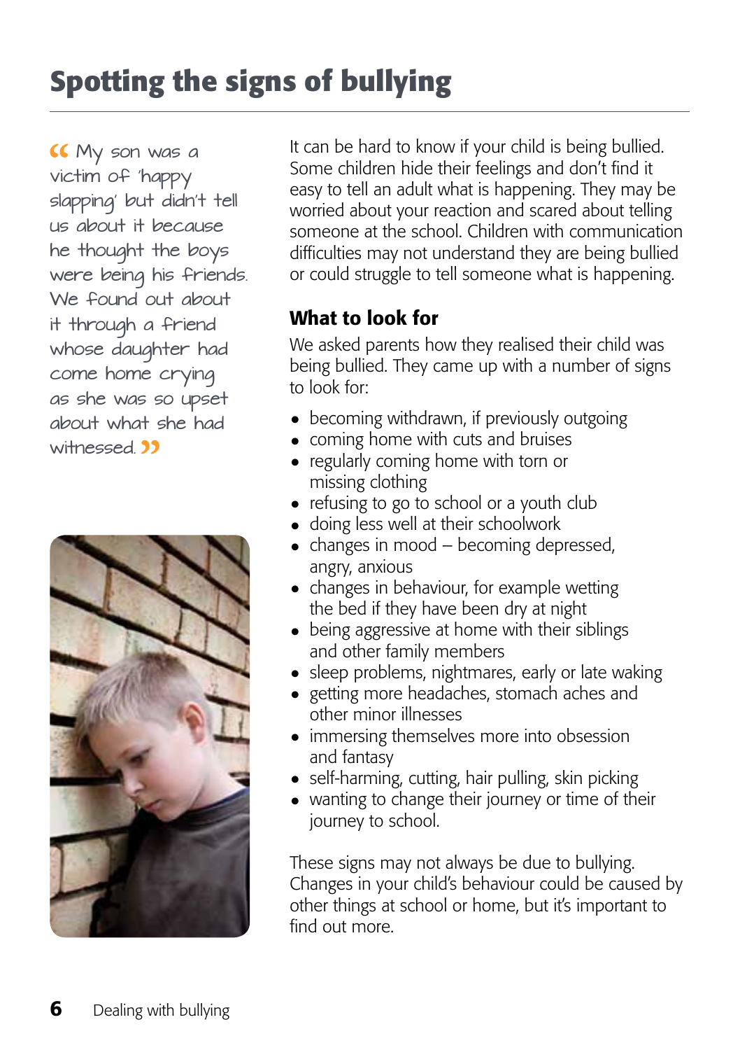# Spotting the signs of bullying

> “My son was a victim of 'happy slapping' but didn't tell us about it because he thought the boys were being his friends. We found out about it through a friend whose daughter had come home crying as she was so upset about what she had witnessed.”

It can be hard to know if your child is being bullied. Some children hide their feelings and don't find it easy to tell an adult what is happening. They may be worried about your reaction and scared about telling someone at the school. Children with communication difficulties may not understand they are being bullied or could struggle to tell someone what is happening.

## What to look for

We asked parents how they realised their child was being bullied. They came up with a number of signs to look for:

- becoming withdrawn, if previously outgoing
- coming home with cuts and bruises
- regularly coming home with torn or missing clothing
- refusing to go to school or a youth club
- doing less well at their schoolwork
- changes in mood – becoming depressed, angry, anxious
- changes in behaviour, for example wetting the bed if they have been dry at night
- being aggressive at home with their siblings and other family members
- sleep problems, nightmares, early or late waking
- getting more headaches, stomach aches and other minor illnesses
- immersing themselves more into obsession and fantasy
- self-harming, cutting, hair pulling, skin picking
- wanting to change their journey or time of their journey to school.

These signs may not always be due to bullying. Changes in your child's behaviour could be caused by other things at school or home, but it's important to find out more.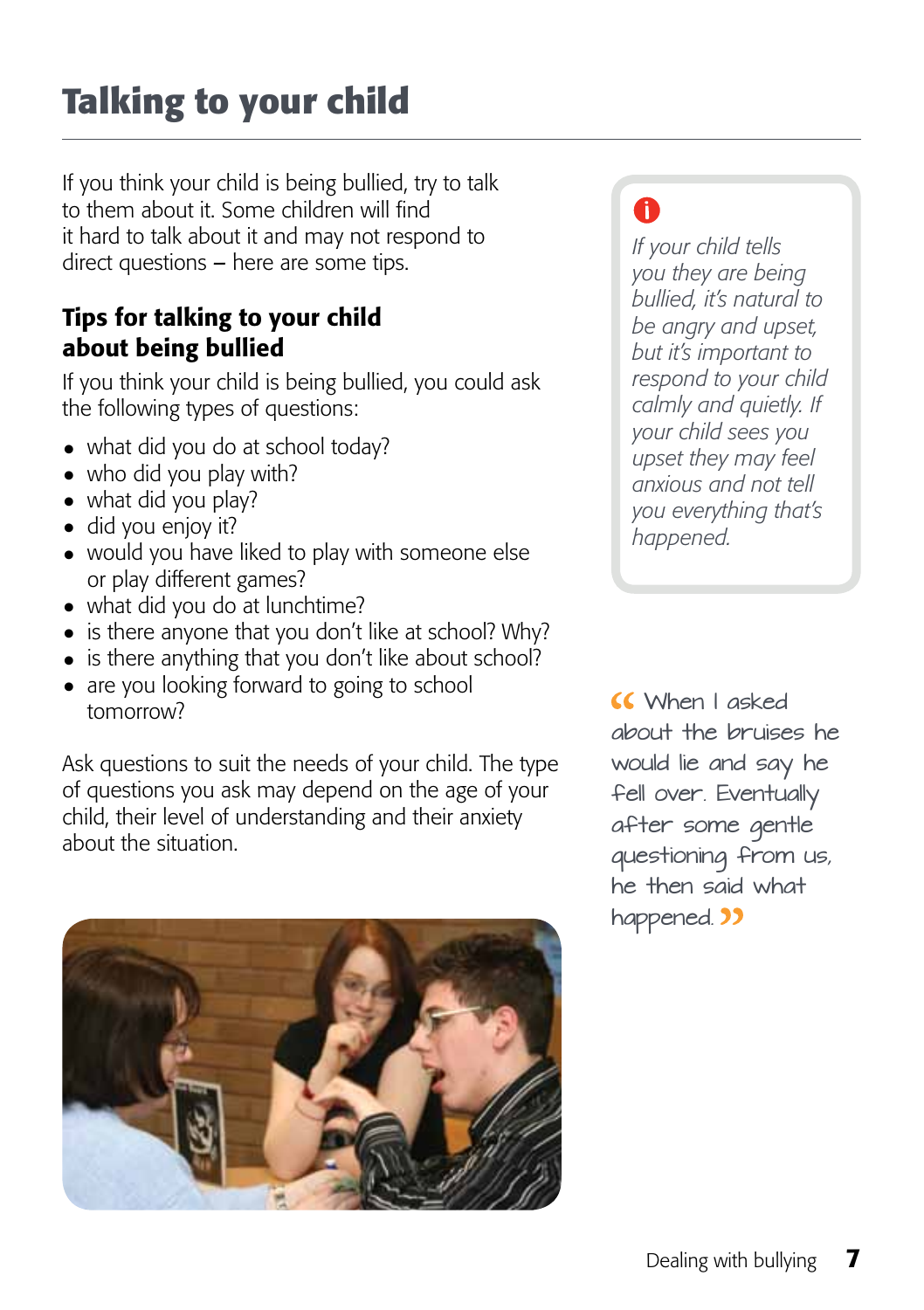# Talking to your child

If you think your child is being bullied, try to talk to them about it. Some children will find it hard to talk about it and may not respond to direct questions – here are some tips.

## Tips for talking to your child about being bullied

If you think your child is being bullied, you could ask the following types of questions:

- what did you do at school today?
- who did you play with?
- what did you play?
- did you enjoy it?
- would you have liked to play with someone else or play different games?
- what did you do at lunchtime?
- is there anyone that you don't like at school? Why?
- is there anything that you don't like about school?
- are you looking forward to going to school tomorrow?

Ask questions to suit the needs of your child. The type of questions you ask may depend on the age of your child, their level of understanding and their anxiety about the situation.

*If your child tells you they are being bullied, it's natural to be angry and upset, but it's important to respond to your child calmly and quietly. If your child sees you upset they may feel anxious and not tell you everything that's happened.*

"When I asked about the bruises he would lie and say he fell over. Eventually after some gentle questioning from us, he then said what happened."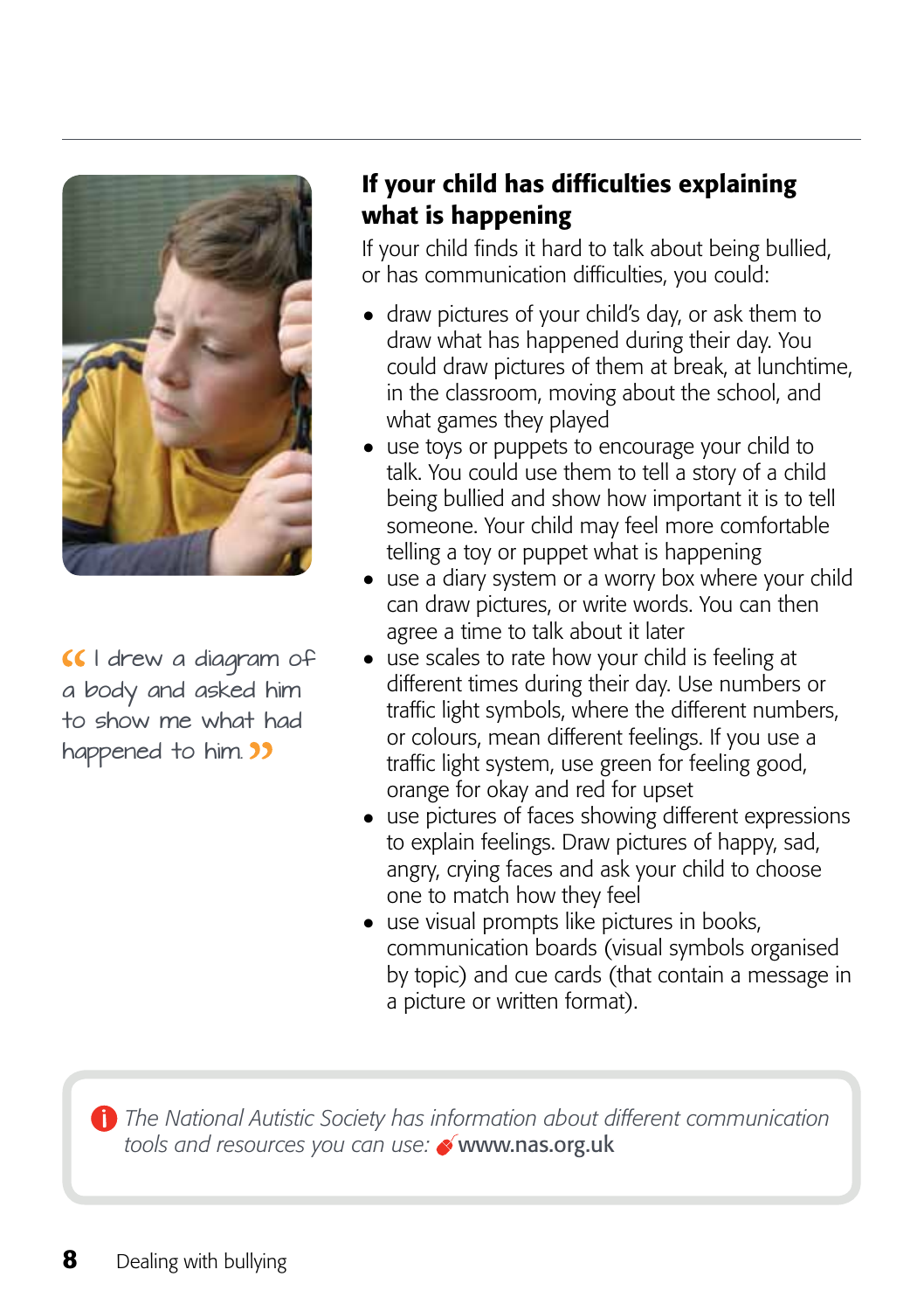> "I drew a diagram of a body and asked him to show me what had happened to him."

## If your child has difficulties explaining what is happening

If your child finds it hard to talk about being bullied, or has communication difficulties, you could:

- draw pictures of your child's day, or ask them to draw what has happened during their day. You could draw pictures of them at break, at lunchtime, in the classroom, moving about the school, and what games they played
- use toys or puppets to encourage your child to talk. You could use them to tell a story of a child being bullied and show how important it is to tell someone. Your child may feel more comfortable telling a toy or puppet what is happening
- use a diary system or a worry box where your child can draw pictures, or write words. You can then agree a time to talk about it later
- use scales to rate how your child is feeling at different times during their day. Use numbers or traffic light symbols, where the different numbers, or colours, mean different feelings. If you use a traffic light system, use green for feeling good, orange for okay and red for upset
- use pictures of faces showing different expressions to explain feelings. Draw pictures of happy, sad, angry, crying faces and ask your child to choose one to match how they feel
- use visual prompts like pictures in books, communication boards (visual symbols organised by topic) and cue cards (that contain a message in a picture or written format).

*The National Autistic Society has information about different communication tools and resources you can use:* **www.nas.org.uk**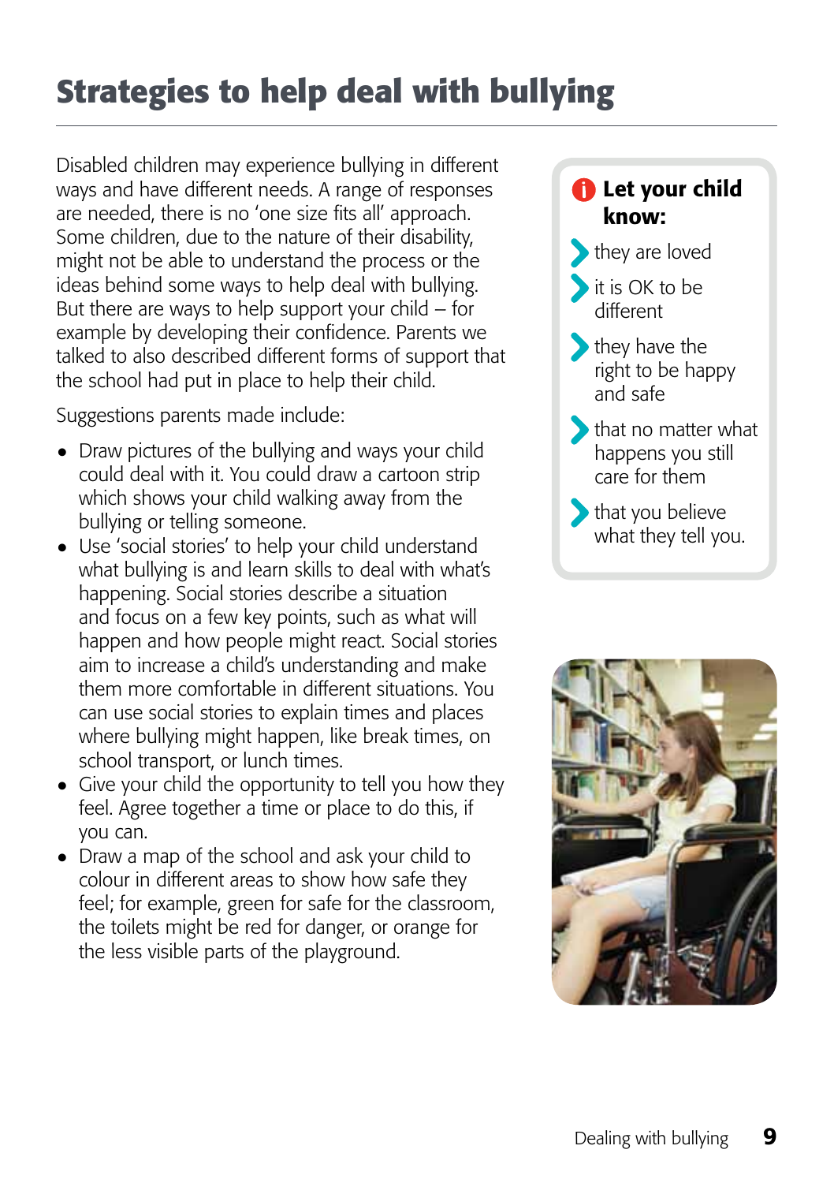# Strategies to help deal with bullying

Disabled children may experience bullying in different ways and have different needs. A range of responses are needed, there is no 'one size fits all' approach. Some children, due to the nature of their disability, might not be able to understand the process or the ideas behind some ways to help deal with bullying. But there are ways to help support your child – for example by developing their confidence. Parents we talked to also described different forms of support that the school had put in place to help their child.

Suggestions parents made include:

- Draw pictures of the bullying and ways your child could deal with it. You could draw a cartoon strip which shows your child walking away from the bullying or telling someone.
- Use 'social stories' to help your child understand what bullying is and learn skills to deal with what's happening. Social stories describe a situation and focus on a few key points, such as what will happen and how people might react. Social stories aim to increase a child's understanding and make them more comfortable in different situations. You can use social stories to explain times and places where bullying might happen, like break times, on school transport, or lunch times.
- Give your child the opportunity to tell you how they feel. Agree together a time or place to do this, if you can.
- Draw a map of the school and ask your child to colour in different areas to show how safe they feel; for example, green for safe for the classroom, the toilets might be red for danger, or orange for the less visible parts of the playground.

**Let your child know:**

- they are loved
- it is OK to be different
- they have the right to be happy and safe
- that no matter what happens you still care for them
- that you believe what they tell you.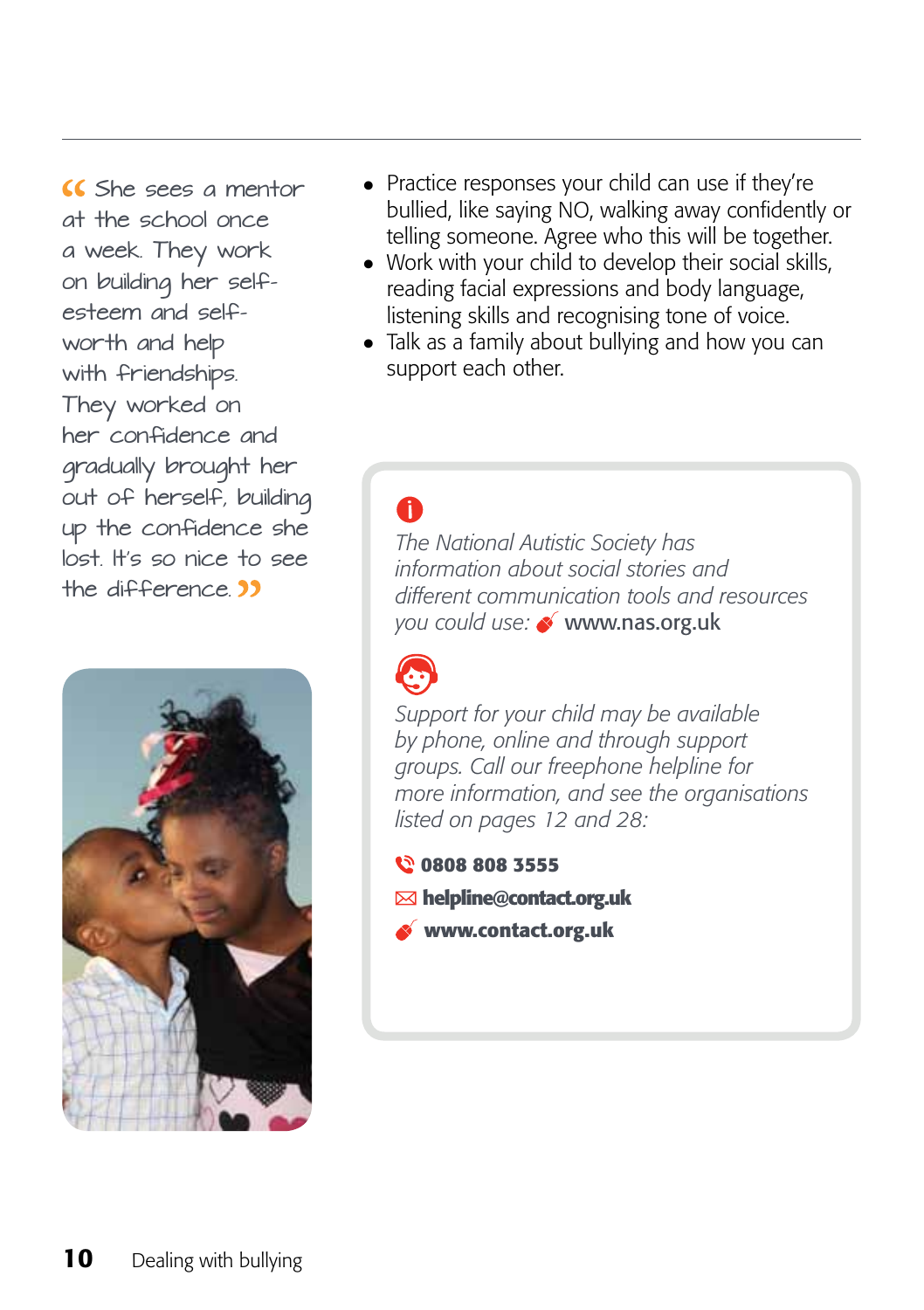"She sees a mentor at the school once a week. They work on building her self-esteem and self-worth and help with friendships. They worked on her confidence and gradually brought her out of herself, building up the confidence she lost. It's so nice to see the difference."

- Practice responses your child can use if they're bullied, like saying NO, walking away confidently or telling someone. Agree who this will be together.
- Work with your child to develop their social skills, reading facial expressions and body language, listening skills and recognising tone of voice.
- Talk as a family about bullying and how you can support each other.

*The National Autistic Society has information about social stories and different communication tools and resources you could use:* www.nas.org.uk

*Support for your child may be available by phone, online and through support groups. Call our freephone helpline for more information, and see the organisations listed on pages 12 and 28:*

**0808 808 3555**

**helpline@contact.org.uk**

**www.contact.org.uk**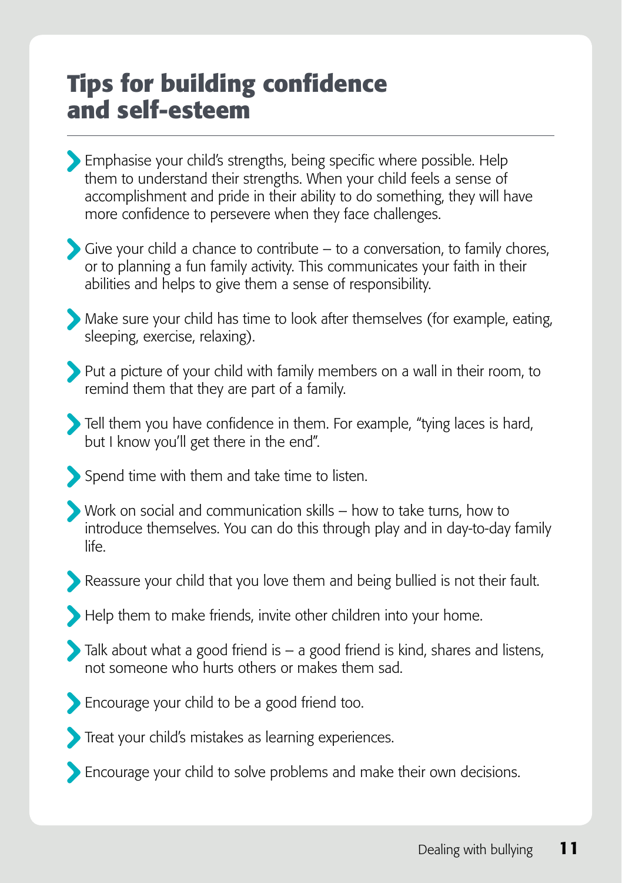# Tips for building confidence and self-esteem

- Emphasise your child's strengths, being specific where possible. Help them to understand their strengths. When your child feels a sense of accomplishment and pride in their ability to do something, they will have more confidence to persevere when they face challenges.
- Give your child a chance to contribute – to a conversation, to family chores, or to planning a fun family activity. This communicates your faith in their abilities and helps to give them a sense of responsibility.
- Make sure your child has time to look after themselves (for example, eating, sleeping, exercise, relaxing).
- Put a picture of your child with family members on a wall in their room, to remind them that they are part of a family.
- Tell them you have confidence in them. For example, "tying laces is hard, but I know you'll get there in the end".
- Spend time with them and take time to listen.
- Work on social and communication skills – how to take turns, how to introduce themselves. You can do this through play and in day-to-day family life.
- Reassure your child that you love them and being bullied is not their fault.
- Help them to make friends, invite other children into your home.
- Talk about what a good friend is – a good friend is kind, shares and listens, not someone who hurts others or makes them sad.
- Encourage your child to be a good friend too.
- Treat your child's mistakes as learning experiences.
- Encourage your child to solve problems and make their own decisions.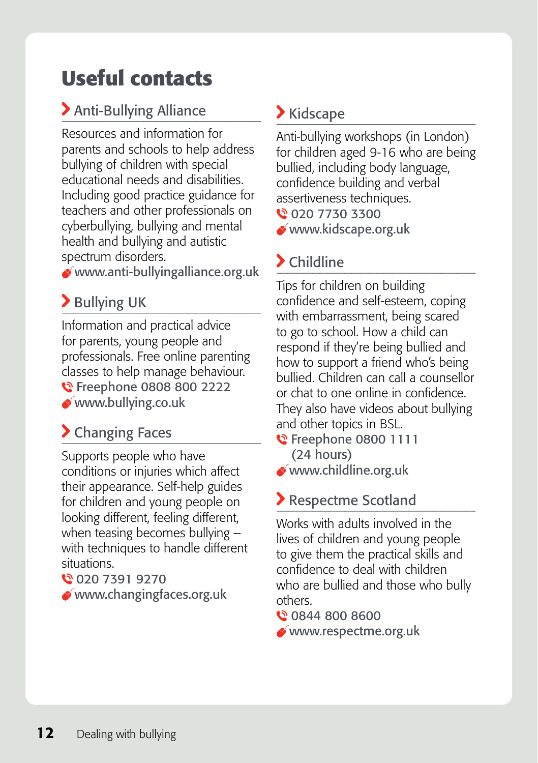# Useful contacts

## Anti-Bullying Alliance

Resources and information for parents and schools to help address bullying of children with special educational needs and disabilities. Including good practice guidance for teachers and other professionals on cyberbullying, bullying and mental health and bullying and autistic spectrum disorders.

www.anti-bullyingalliance.org.uk

## Bullying UK

Information and practical advice for parents, young people and professionals. Free online parenting classes to help manage behaviour.

Freephone 0808 800 2222

www.bullying.co.uk

## Changing Faces

Supports people who have conditions or injuries which affect their appearance. Self-help guides for children and young people on looking different, feeling different, when teasing becomes bullying – with techniques to handle different situations.

020 7391 9270

www.changingfaces.org.uk

## Kidscape

Anti-bullying workshops (in London) for children aged 9-16 who are being bullied, including body language, confidence building and verbal assertiveness techniques.

020 7730 3300

www.kidscape.org.uk

## Childline

Tips for children on building confidence and self-esteem, coping with embarrassment, being scared to go to school. How a child can respond if they're being bullied and how to support a friend who's being bullied. Children can call a counsellor or chat to one online in confidence. They also have videos about bullying and other topics in BSL.

Freephone 0800 1111 (24 hours)

www.childline.org.uk

## Respectme Scotland

Works with adults involved in the lives of children and young people to give them the practical skills and confidence to deal with children who are bullied and those who bully others.

0844 800 8600

www.respectme.org.uk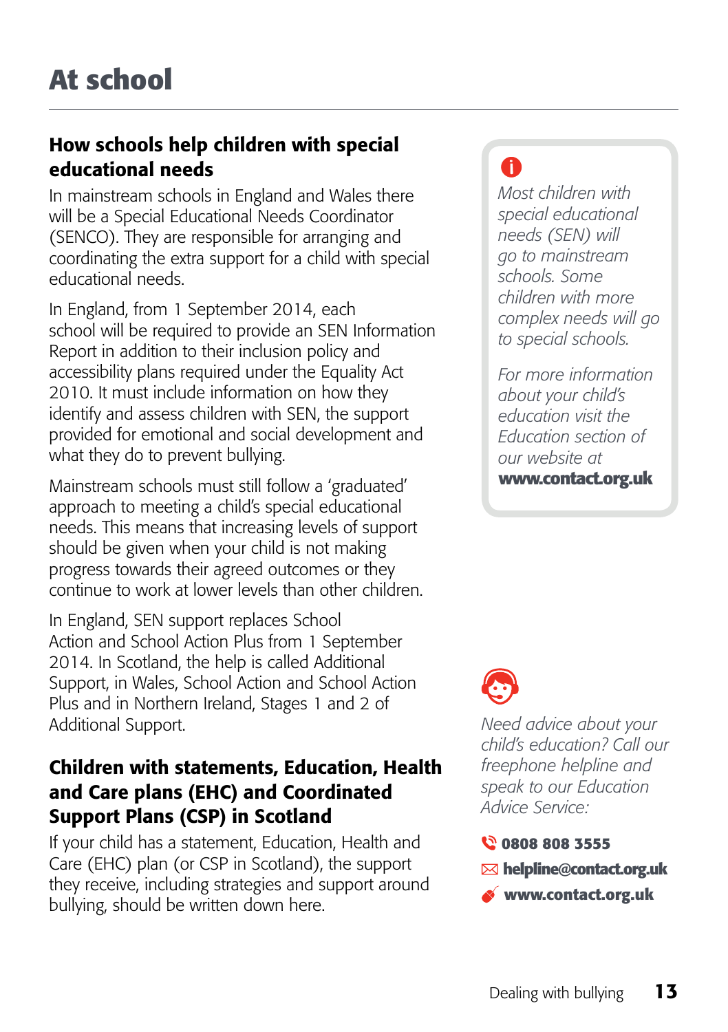# At school

## How schools help children with special educational needs

In mainstream schools in England and Wales there will be a Special Educational Needs Coordinator (SENCO). They are responsible for arranging and coordinating the extra support for a child with special educational needs.

In England, from 1 September 2014, each school will be required to provide an SEN Information Report in addition to their inclusion policy and accessibility plans required under the Equality Act 2010. It must include information on how they identify and assess children with SEN, the support provided for emotional and social development and what they do to prevent bullying.

Mainstream schools must still follow a 'graduated' approach to meeting a child's special educational needs. This means that increasing levels of support should be given when your child is not making progress towards their agreed outcomes or they continue to work at lower levels than other children.

In England, SEN support replaces School Action and School Action Plus from 1 September 2014. In Scotland, the help is called Additional Support, in Wales, School Action and School Action Plus and in Northern Ireland, Stages 1 and 2 of Additional Support.

## Children with statements, Education, Health and Care plans (EHC) and Coordinated Support Plans (CSP) in Scotland

If your child has a statement, Education, Health and Care (EHC) plan (or CSP in Scotland), the support they receive, including strategies and support around bullying, should be written down here.

*Most children with special educational needs (SEN) will go to mainstream schools. Some children with more complex needs will go to special schools.*

*For more information about your child's education visit the Education section of our website at* **www.contact.org.uk**

*Need advice about your child's education? Call our freephone helpline and speak to our Education Advice Service:*

**0808 808 3555**

**helpline@contact.org.uk**

**www.contact.org.uk**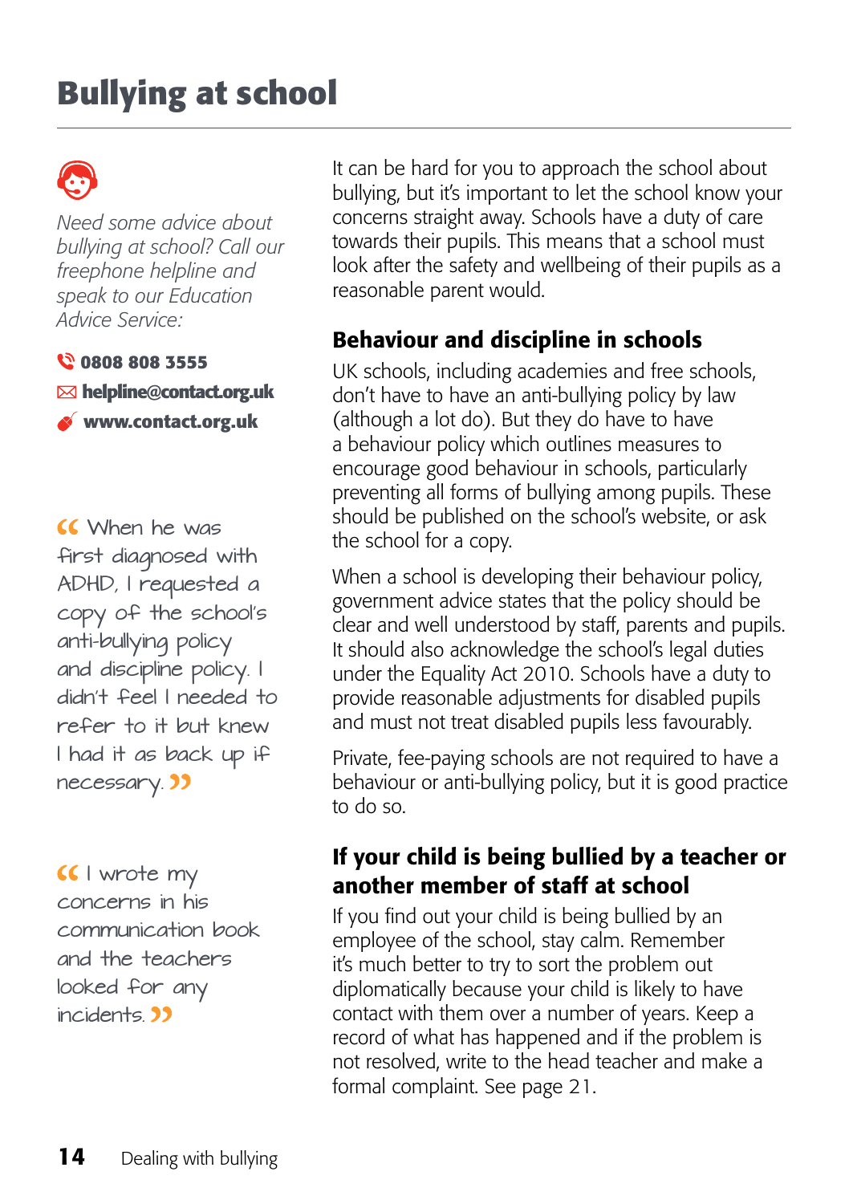# Bullying at school

*Need some advice about bullying at school? Call our freephone helpline and speak to our Education Advice Service:*

**0808 808 3555**
**helpline@contact.org.uk**
**www.contact.org.uk**

“When he was first diagnosed with ADHD, I requested a copy of the school's anti-bullying policy and discipline policy. I didn't feel I needed to refer to it but knew I had it as back up if necessary.”

“I wrote my concerns in his communication book and the teachers looked for any incidents.”

It can be hard for you to approach the school about bullying, but it's important to let the school know your concerns straight away. Schools have a duty of care towards their pupils. This means that a school must look after the safety and wellbeing of their pupils as a reasonable parent would.

## Behaviour and discipline in schools

UK schools, including academies and free schools, don't have to have an anti-bullying policy by law (although a lot do). But they do have to have a behaviour policy which outlines measures to encourage good behaviour in schools, particularly preventing all forms of bullying among pupils. These should be published on the school's website, or ask the school for a copy.

When a school is developing their behaviour policy, government advice states that the policy should be clear and well understood by staff, parents and pupils. It should also acknowledge the school's legal duties under the Equality Act 2010. Schools have a duty to provide reasonable adjustments for disabled pupils and must not treat disabled pupils less favourably.

Private, fee-paying schools are not required to have a behaviour or anti-bullying policy, but it is good practice to do so.

## If your child is being bullied by a teacher or another member of staff at school

If you find out your child is being bullied by an employee of the school, stay calm. Remember it's much better to try to sort the problem out diplomatically because your child is likely to have contact with them over a number of years. Keep a record of what has happened and if the problem is not resolved, write to the head teacher and make a formal complaint. See page 21.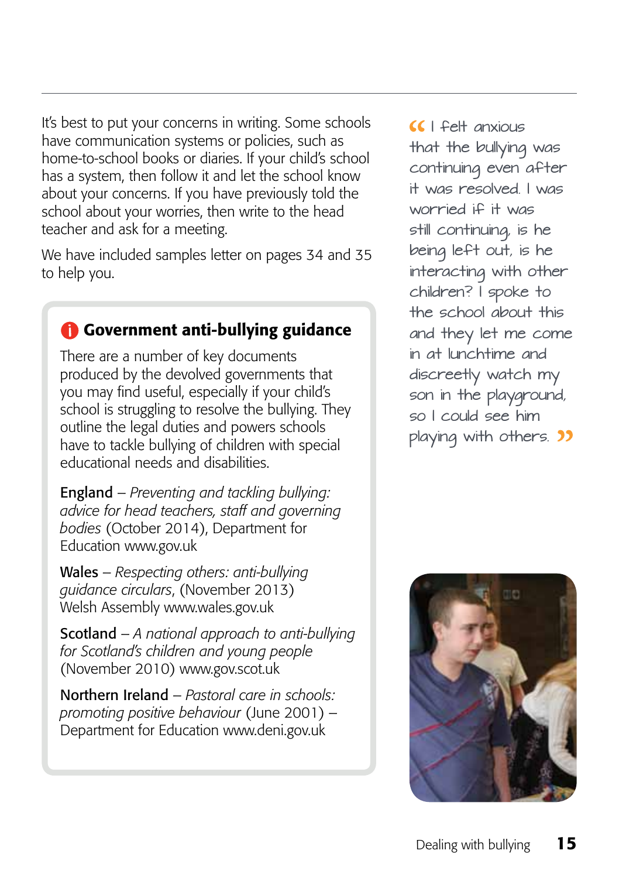It's best to put your concerns in writing. Some schools have communication systems or policies, such as home-to-school books or diaries. If your child's school has a system, then follow it and let the school know about your concerns. If you have previously told the school about your worries, then write to the head teacher and ask for a meeting.

We have included samples letter on pages 34 and 35 to help you.

## Government anti-bullying guidance

There are a number of key documents produced by the devolved governments that you may find useful, especially if your child's school is struggling to resolve the bullying. They outline the legal duties and powers schools have to tackle bullying of children with special educational needs and disabilities.

England – *Preventing and tackling bullying: advice for head teachers, staff and governing bodies* (October 2014), Department for Education www.gov.uk

Wales – *Respecting others: anti-bullying guidance circulars*, (November 2013) Welsh Assembly www.wales.gov.uk

Scotland – *A national approach to anti-bullying for Scotland's children and young people* (November 2010) www.gov.scot.uk

Northern Ireland – *Pastoral care in schools: promoting positive behaviour* (June 2001) – Department for Education www.deni.gov.uk

> "I felt anxious that the bullying was continuing even after it was resolved. I was worried if it was still continuing, is he being left out, is he interacting with other children? I spoke to the school about this and they let me come in at lunchtime and discreetly watch my son in the playground, so I could see him playing with others."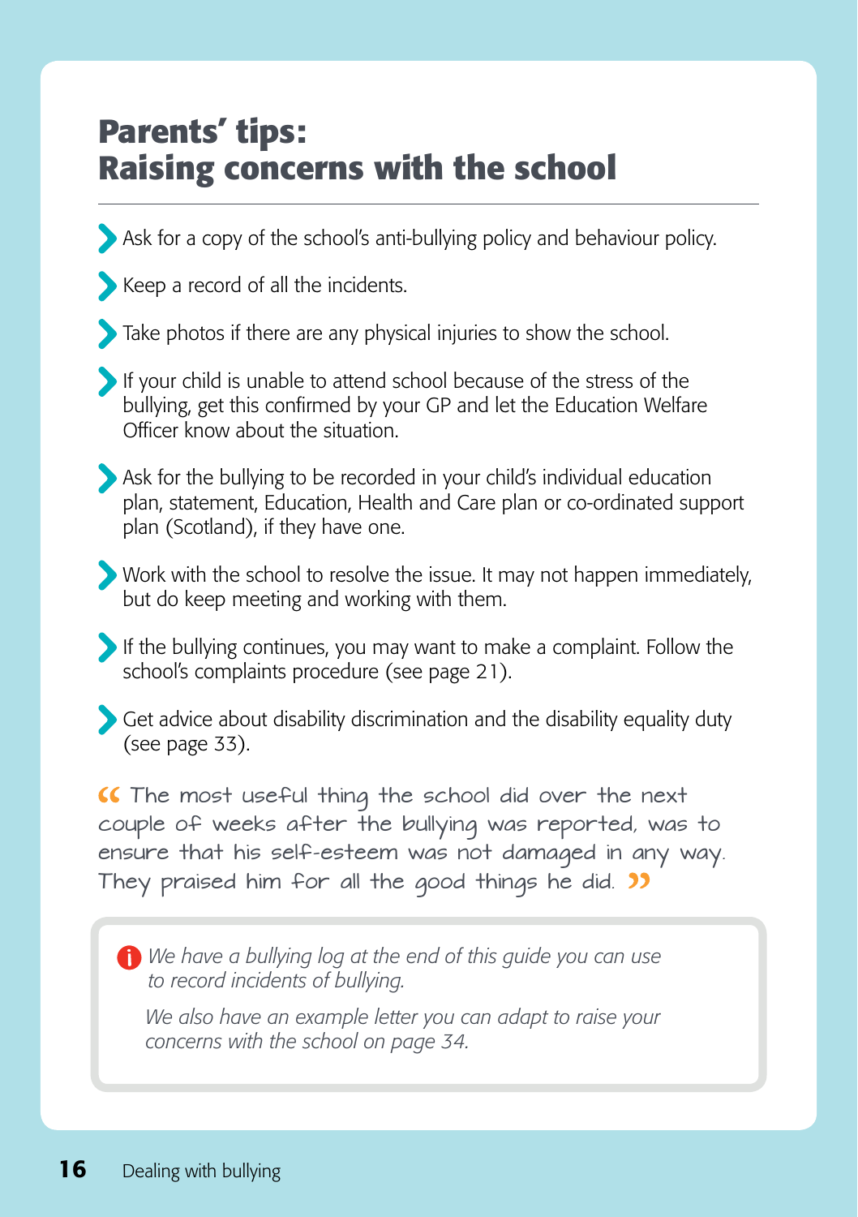# Parents' tips: Raising concerns with the school

- Ask for a copy of the school's anti-bullying policy and behaviour policy.
- Keep a record of all the incidents.
- Take photos if there are any physical injuries to show the school.
- If your child is unable to attend school because of the stress of the bullying, get this confirmed by your GP and let the Education Welfare Officer know about the situation.
- Ask for the bullying to be recorded in your child's individual education plan, statement, Education, Health and Care plan or co-ordinated support plan (Scotland), if they have one.
- Work with the school to resolve the issue. It may not happen immediately, but do keep meeting and working with them.
- If the bullying continues, you may want to make a complaint. Follow the school's complaints procedure (see page 21).
- Get advice about disability discrimination and the disability equality duty (see page 33).

> "The most useful thing the school did over the next couple of weeks after the bullying was reported, was to ensure that his self-esteem was not damaged in any way. They praised him for all the good things he did."

*We have a bullying log at the end of this guide you can use to record incidents of bullying.*

*We also have an example letter you can adapt to raise your concerns with the school on page 34.*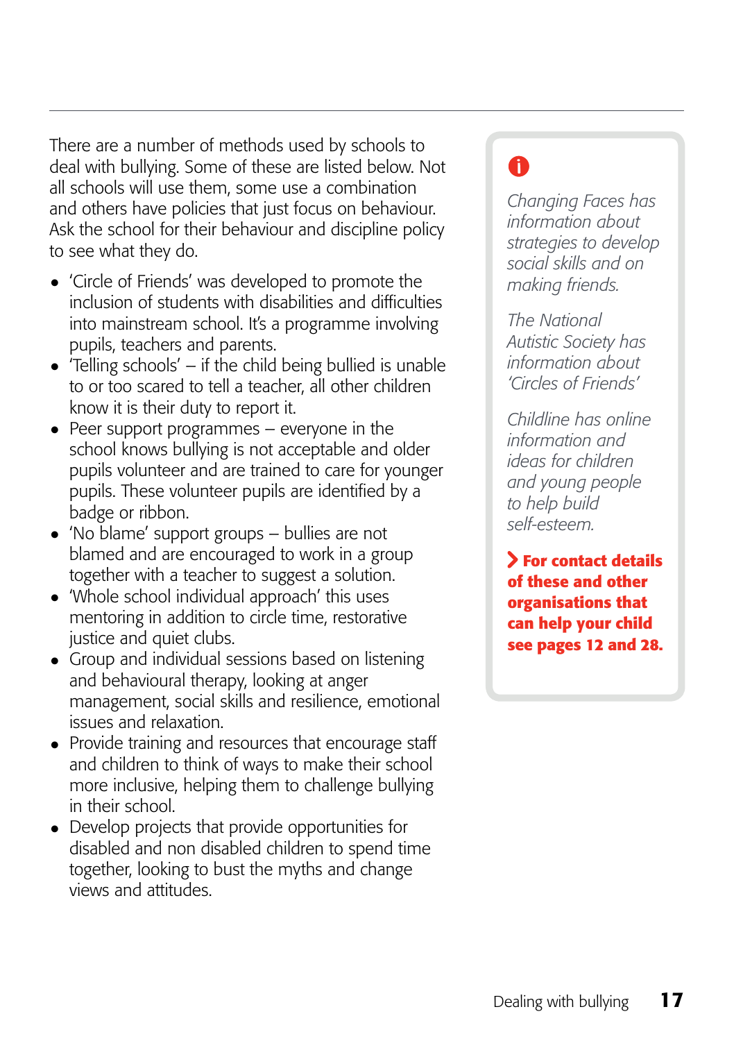There are a number of methods used by schools to deal with bullying. Some of these are listed below. Not all schools will use them, some use a combination and others have policies that just focus on behaviour. Ask the school for their behaviour and discipline policy to see what they do.

- 'Circle of Friends' was developed to promote the inclusion of students with disabilities and difficulties into mainstream school. It's a programme involving pupils, teachers and parents.
- 'Telling schools' – if the child being bullied is unable to or too scared to tell a teacher, all other children know it is their duty to report it.
- Peer support programmes – everyone in the school knows bullying is not acceptable and older pupils volunteer and are trained to care for younger pupils. These volunteer pupils are identified by a badge or ribbon.
- 'No blame' support groups – bullies are not blamed and are encouraged to work in a group together with a teacher to suggest a solution.
- 'Whole school individual approach' this uses mentoring in addition to circle time, restorative justice and quiet clubs.
- Group and individual sessions based on listening and behavioural therapy, looking at anger management, social skills and resilience, emotional issues and relaxation.
- Provide training and resources that encourage staff and children to think of ways to make their school more inclusive, helping them to challenge bullying in their school.
- Develop projects that provide opportunities for disabled and non disabled children to spend time together, looking to bust the myths and change views and attitudes.

*Changing Faces has information about strategies to develop social skills and on making friends.*

*The National Autistic Society has information about 'Circles of Friends'*

*Childline has online information and ideas for children and young people to help build self-esteem.*

**For contact details of these and other organisations that can help your child see pages 12 and 28.**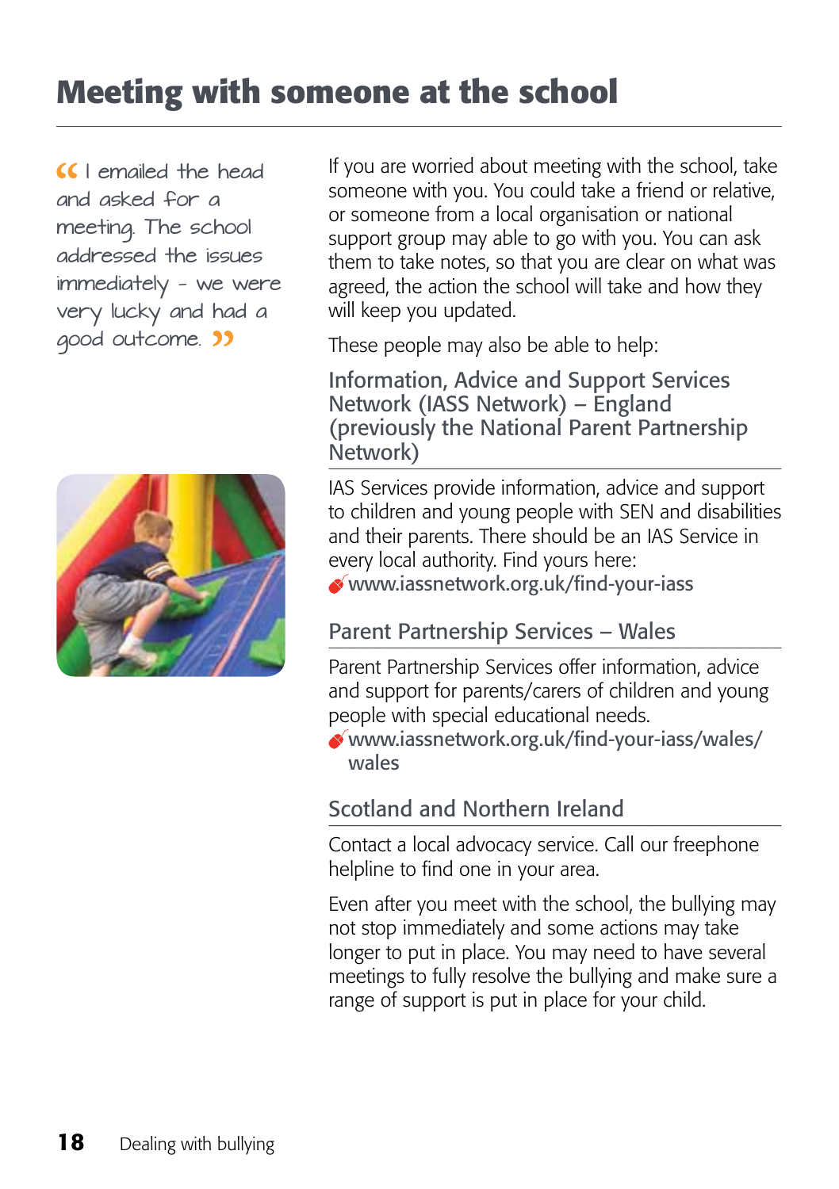# Meeting with someone at the school

> "I emailed the head and asked for a meeting. The school addressed the issues immediately - we were very lucky and had a good outcome."

If you are worried about meeting with the school, take someone with you. You could take a friend or relative, or someone from a local organisation or national support group may able to go with you. You can ask them to take notes, so that you are clear on what was agreed, the action the school will take and how they will keep you updated.

These people may also be able to help:

## Information, Advice and Support Services Network (IASS Network) – England (previously the National Parent Partnership Network)

IAS Services provide information, advice and support to children and young people with SEN and disabilities and their parents. There should be an IAS Service in every local authority. Find yours here:
www.iassnetwork.org.uk/find-your-iass

## Parent Partnership Services – Wales

Parent Partnership Services offer information, advice and support for parents/carers of children and young people with special educational needs.
www.iassnetwork.org.uk/find-your-iass/wales/wales

## Scotland and Northern Ireland

Contact a local advocacy service. Call our freephone helpline to find one in your area.

Even after you meet with the school, the bullying may not stop immediately and some actions may take longer to put in place. You may need to have several meetings to fully resolve the bullying and make sure a range of support is put in place for your child.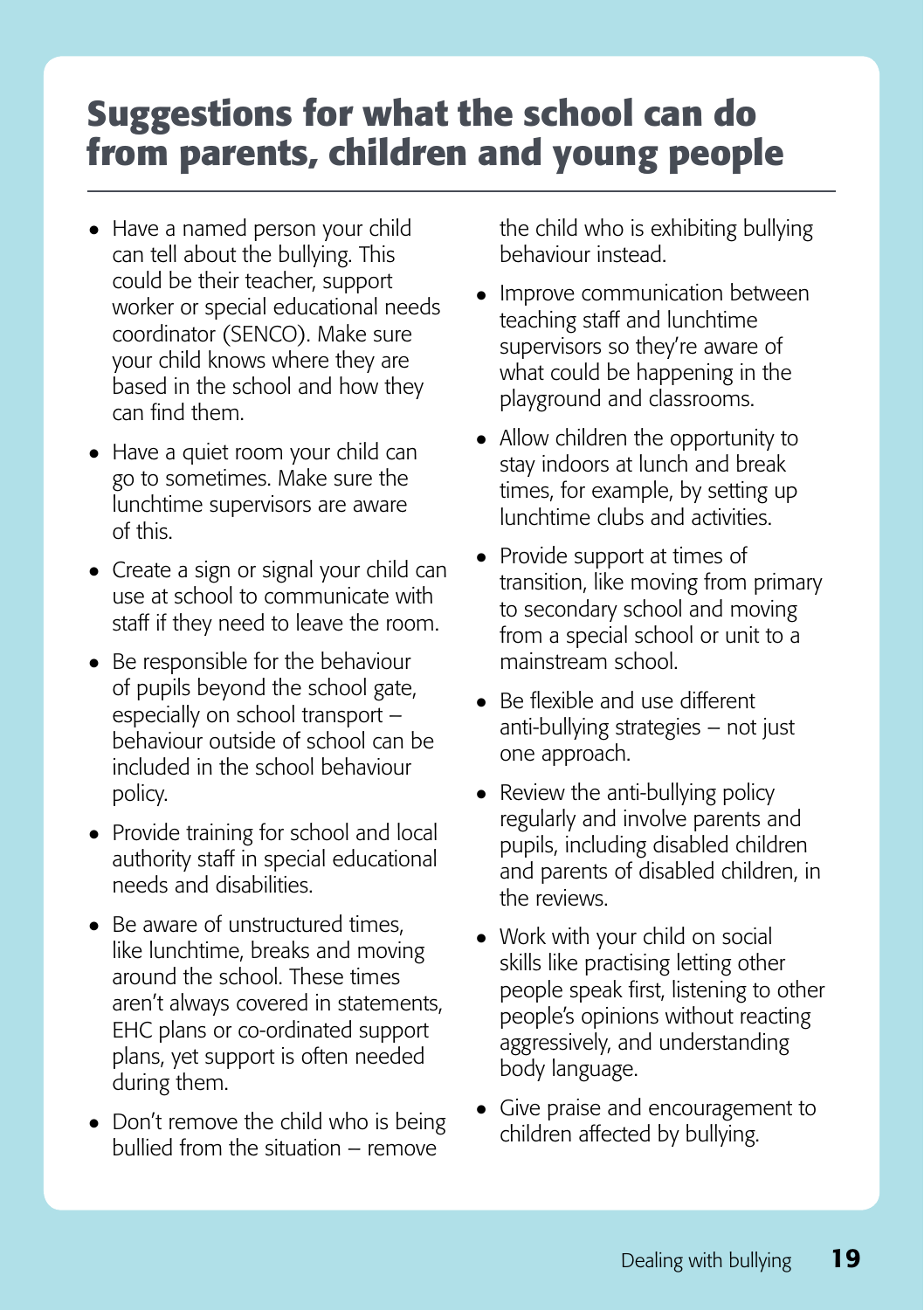## Suggestions for what the school can do from parents, children and young people

- Have a named person your child can tell about the bullying. This could be their teacher, support worker or special educational needs coordinator (SENCO). Make sure your child knows where they are based in the school and how they can find them.
- Have a quiet room your child can go to sometimes. Make sure the lunchtime supervisors are aware of this.
- Create a sign or signal your child can use at school to communicate with staff if they need to leave the room.
- Be responsible for the behaviour of pupils beyond the school gate, especially on school transport – behaviour outside of school can be included in the school behaviour policy.
- Provide training for school and local authority staff in special educational needs and disabilities.
- Be aware of unstructured times, like lunchtime, breaks and moving around the school. These times aren't always covered in statements, EHC plans or co-ordinated support plans, yet support is often needed during them.
- Don't remove the child who is being bullied from the situation – remove the child who is exhibiting bullying behaviour instead.
- Improve communication between teaching staff and lunchtime supervisors so they're aware of what could be happening in the playground and classrooms.
- Allow children the opportunity to stay indoors at lunch and break times, for example, by setting up lunchtime clubs and activities.
- Provide support at times of transition, like moving from primary to secondary school and moving from a special school or unit to a mainstream school.
- Be flexible and use different anti-bullying strategies – not just one approach.
- Review the anti-bullying policy regularly and involve parents and pupils, including disabled children and parents of disabled children, in the reviews.
- Work with your child on social skills like practising letting other people speak first, listening to other people's opinions without reacting aggressively, and understanding body language.
- Give praise and encouragement to children affected by bullying.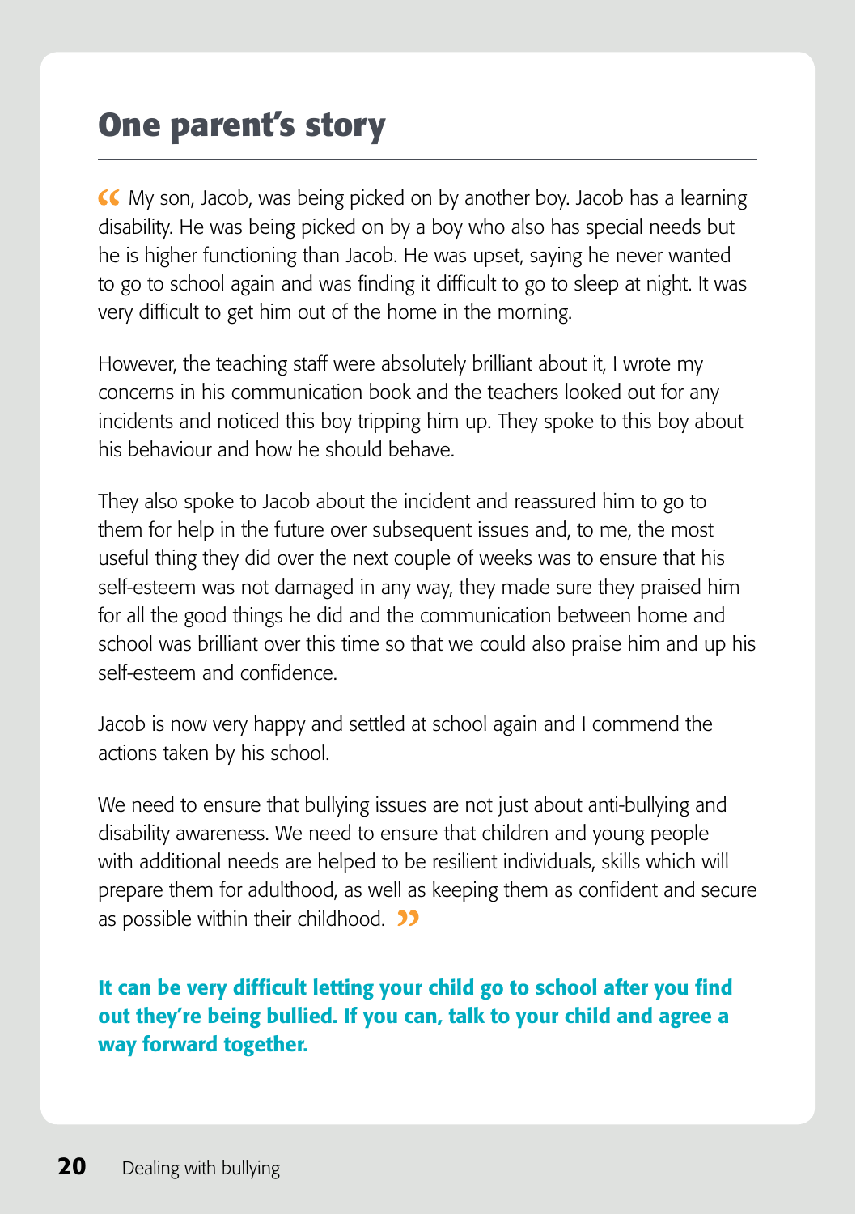## One parent's story

" My son, Jacob, was being picked on by another boy. Jacob has a learning disability. He was being picked on by a boy who also has special needs but he is higher functioning than Jacob. He was upset, saying he never wanted to go to school again and was finding it difficult to go to sleep at night. It was very difficult to get him out of the home in the morning.

However, the teaching staff were absolutely brilliant about it, I wrote my concerns in his communication book and the teachers looked out for any incidents and noticed this boy tripping him up. They spoke to this boy about his behaviour and how he should behave.

They also spoke to Jacob about the incident and reassured him to go to them for help in the future over subsequent issues and, to me, the most useful thing they did over the next couple of weeks was to ensure that his self-esteem was not damaged in any way, they made sure they praised him for all the good things he did and the communication between home and school was brilliant over this time so that we could also praise him and up his self-esteem and confidence.

Jacob is now very happy and settled at school again and I commend the actions taken by his school.

We need to ensure that bullying issues are not just about anti-bullying and disability awareness. We need to ensure that children and young people with additional needs are helped to be resilient individuals, skills which will prepare them for adulthood, as well as keeping them as confident and secure as possible within their childhood. "

**It can be very difficult letting your child go to school after you find out they're being bullied. If you can, talk to your child and agree a way forward together.**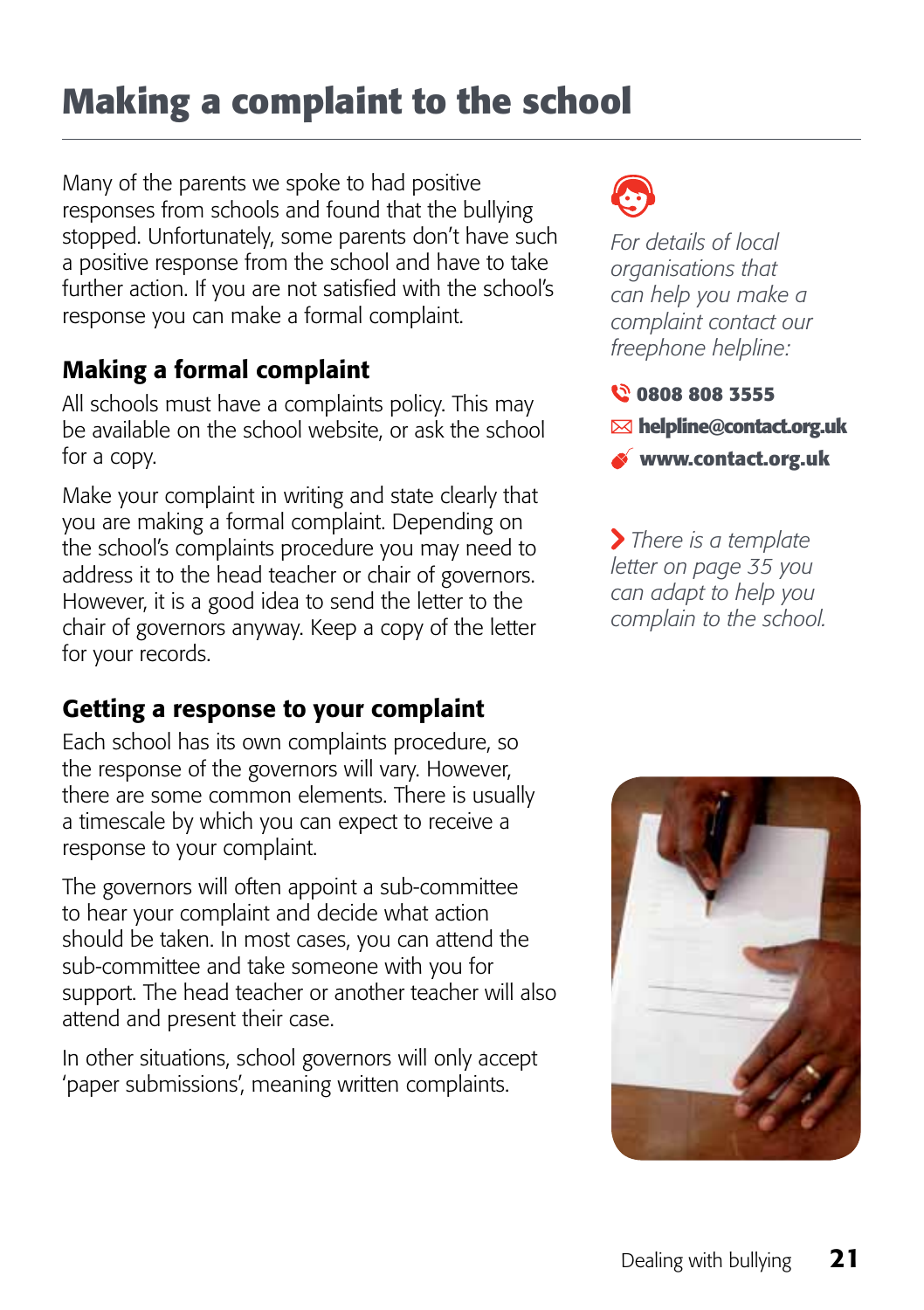# Making a complaint to the school

Many of the parents we spoke to had positive responses from schools and found that the bullying stopped. Unfortunately, some parents don't have such a positive response from the school and have to take further action. If you are not satisfied with the school's response you can make a formal complaint.

## Making a formal complaint

All schools must have a complaints policy. This may be available on the school website, or ask the school for a copy.

Make your complaint in writing and state clearly that you are making a formal complaint. Depending on the school's complaints procedure you may need to address it to the head teacher or chair of governors. However, it is a good idea to send the letter to the chair of governors anyway. Keep a copy of the letter for your records.

## Getting a response to your complaint

Each school has its own complaints procedure, so the response of the governors will vary. However, there are some common elements. There is usually a timescale by which you can expect to receive a response to your complaint.

The governors will often appoint a sub-committee to hear your complaint and decide what action should be taken. In most cases, you can attend the sub-committee and take someone with you for support. The head teacher or another teacher will also attend and present their case.

In other situations, school governors will only accept 'paper submissions', meaning written complaints.

*For details of local organisations that can help you make a complaint contact our freephone helpline:*

**0808 808 3555**

**helpline@contact.org.uk**

**www.contact.org.uk**

*There is a template letter on page 35 you can adapt to help you complain to the school.*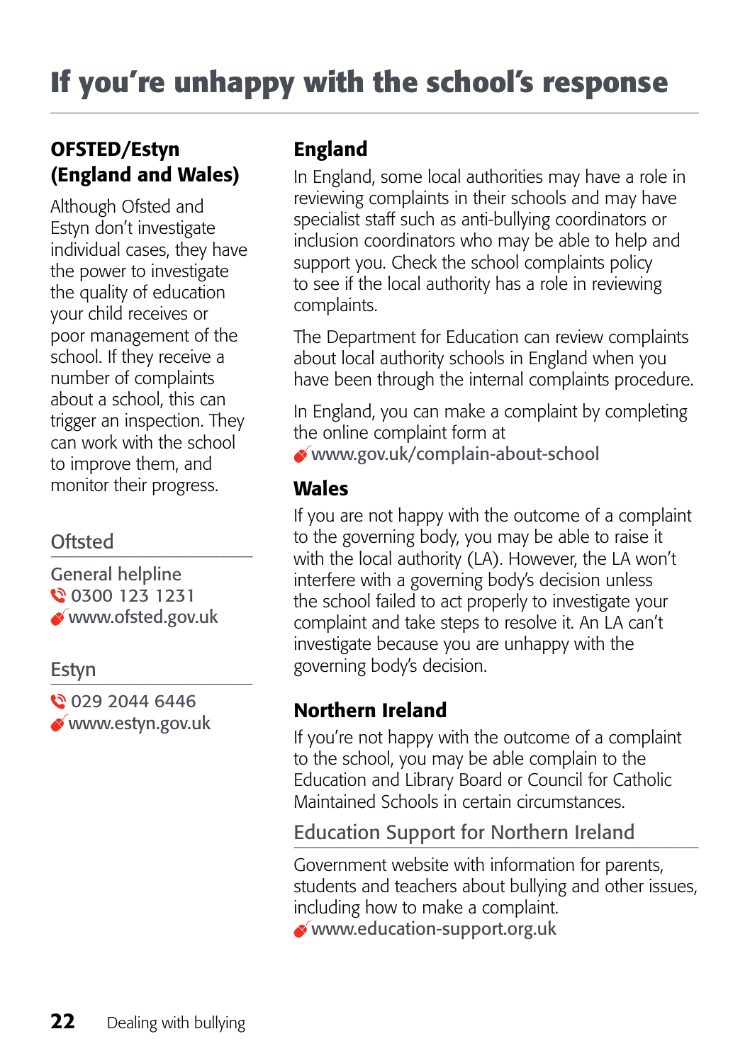# If you're unhappy with the school's response

## OFSTED/Estyn (England and Wales)

Although Ofsted and Estyn don't investigate individual cases, they have the power to investigate the quality of education your child receives or poor management of the school. If they receive a number of complaints about a school, this can trigger an inspection. They can work with the school to improve them, and monitor their progress.

### Oftsted

General helpline
0300 123 1231
www.ofsted.gov.uk

### Estyn

029 2044 6446
www.estyn.gov.uk

## England

In England, some local authorities may have a role in reviewing complaints in their schools and may have specialist staff such as anti-bullying coordinators or inclusion coordinators who may be able to help and support you. Check the school complaints policy to see if the local authority has a role in reviewing complaints.

The Department for Education can review complaints about local authority schools in England when you have been through the internal complaints procedure.

In England, you can make a complaint by completing the online complaint form at
www.gov.uk/complain-about-school

## Wales

If you are not happy with the outcome of a complaint to the governing body, you may be able to raise it with the local authority (LA). However, the LA won't interfere with a governing body's decision unless the school failed to act properly to investigate your complaint and take steps to resolve it. An LA can't investigate because you are unhappy with the governing body's decision.

## Northern Ireland

If you're not happy with the outcome of a complaint to the school, you may be able complain to the Education and Library Board or Council for Catholic Maintained Schools in certain circumstances.

### Education Support for Northern Ireland

Government website with information for parents, students and teachers about bullying and other issues, including how to make a complaint.
www.education-support.org.uk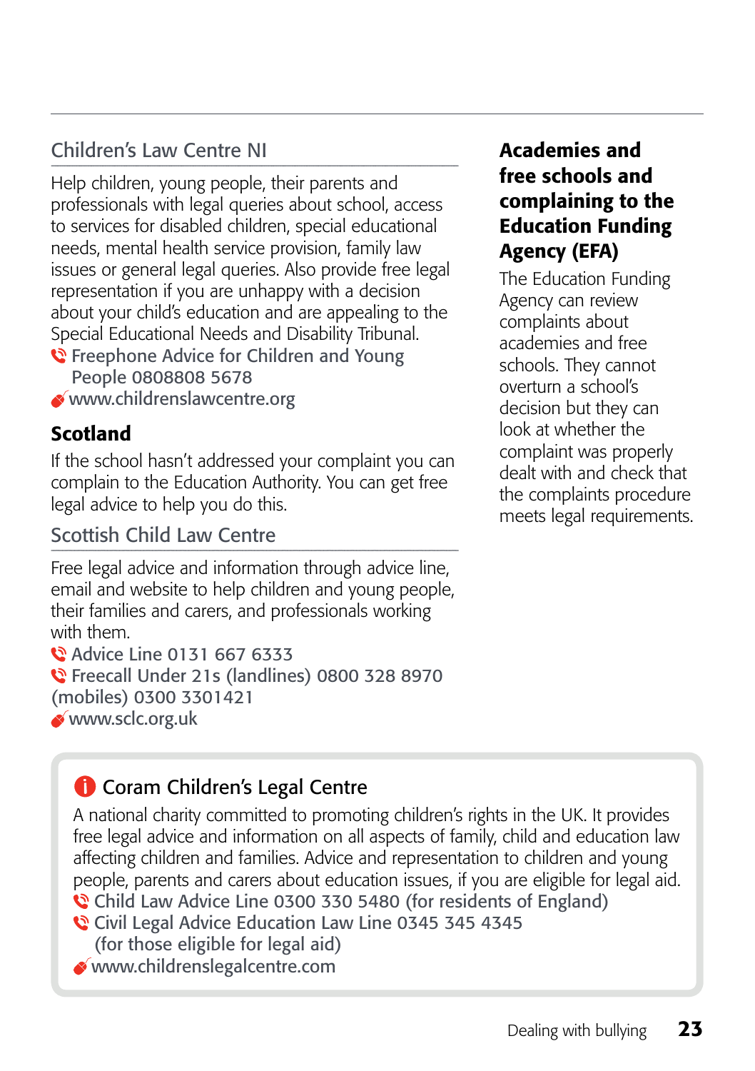### Children's Law Centre NI

Help children, young people, their parents and professionals with legal queries about school, access to services for disabled children, special educational needs, mental health service provision, family law issues or general legal queries. Also provide free legal representation if you are unhappy with a decision about your child's education and are appealing to the Special Educational Needs and Disability Tribunal.

Freephone Advice for Children and Young People 0808808 5678

www.childrenslawcentre.org

## Scotland

If the school hasn't addressed your complaint you can complain to the Education Authority. You can get free legal advice to help you do this.

### Scottish Child Law Centre

Free legal advice and information through advice line, email and website to help children and young people, their families and carers, and professionals working with them.

Advice Line 0131 667 6333

Freecall Under 21s (landlines) 0800 328 8970 (mobiles) 0300 3301421

www.sclc.org.uk

## Academies and free schools and complaining to the Education Funding Agency (EFA)

The Education Funding Agency can review complaints about academies and free schools. They cannot overturn a school's decision but they can look at whether the complaint was properly dealt with and check that the complaints procedure meets legal requirements.

### Coram Children's Legal Centre

A national charity committed to promoting children's rights in the UK. It provides free legal advice and information on all aspects of family, child and education law affecting children and families. Advice and representation to children and young people, parents and carers about education issues, if you are eligible for legal aid.

Child Law Advice Line 0300 330 5480 (for residents of England)

Civil Legal Advice Education Law Line 0345 345 4345 (for those eligible for legal aid)

www.childrenslegalcentre.com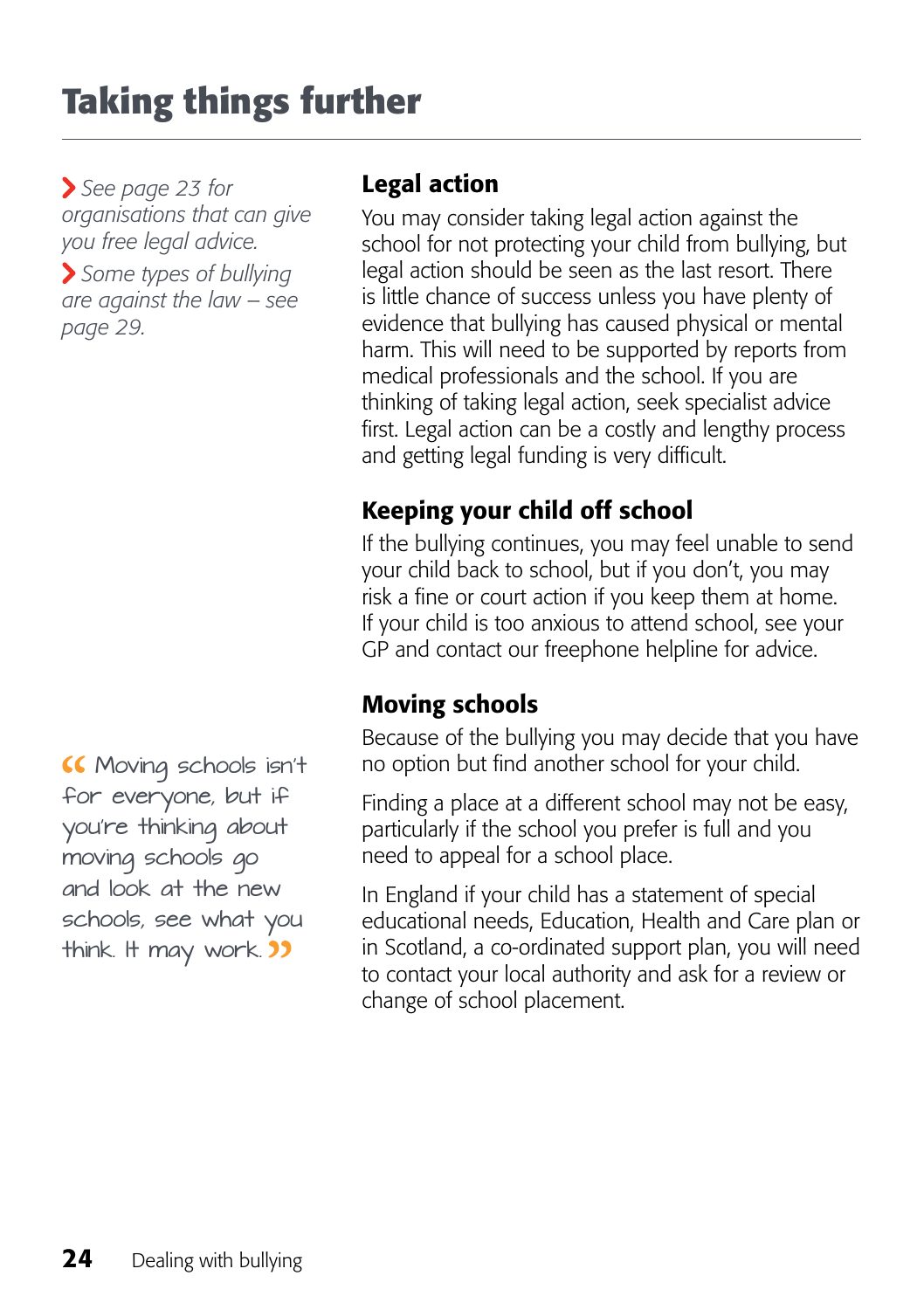# Taking things further

> *See page 23 for organisations that can give you free legal advice.*

> *Some types of bullying are against the law – see page 29.*

## Legal action

You may consider taking legal action against the school for not protecting your child from bullying, but legal action should be seen as the last resort. There is little chance of success unless you have plenty of evidence that bullying has caused physical or mental harm. This will need to be supported by reports from medical professionals and the school. If you are thinking of taking legal action, seek specialist advice first. Legal action can be a costly and lengthy process and getting legal funding is very difficult.

## Keeping your child off school

If the bullying continues, you may feel unable to send your child back to school, but if you don't, you may risk a fine or court action if you keep them at home. If your child is too anxious to attend school, see your GP and contact our freephone helpline for advice.

## Moving schools

“Moving schools isn't for everyone, but if you're thinking about moving schools go and look at the new schools, see what you think. It may work.”

Because of the bullying you may decide that you have no option but find another school for your child.

Finding a place at a different school may not be easy, particularly if the school you prefer is full and you need to appeal for a school place.

In England if your child has a statement of special educational needs, Education, Health and Care plan or in Scotland, a co-ordinated support plan, you will need to contact your local authority and ask for a review or change of school placement.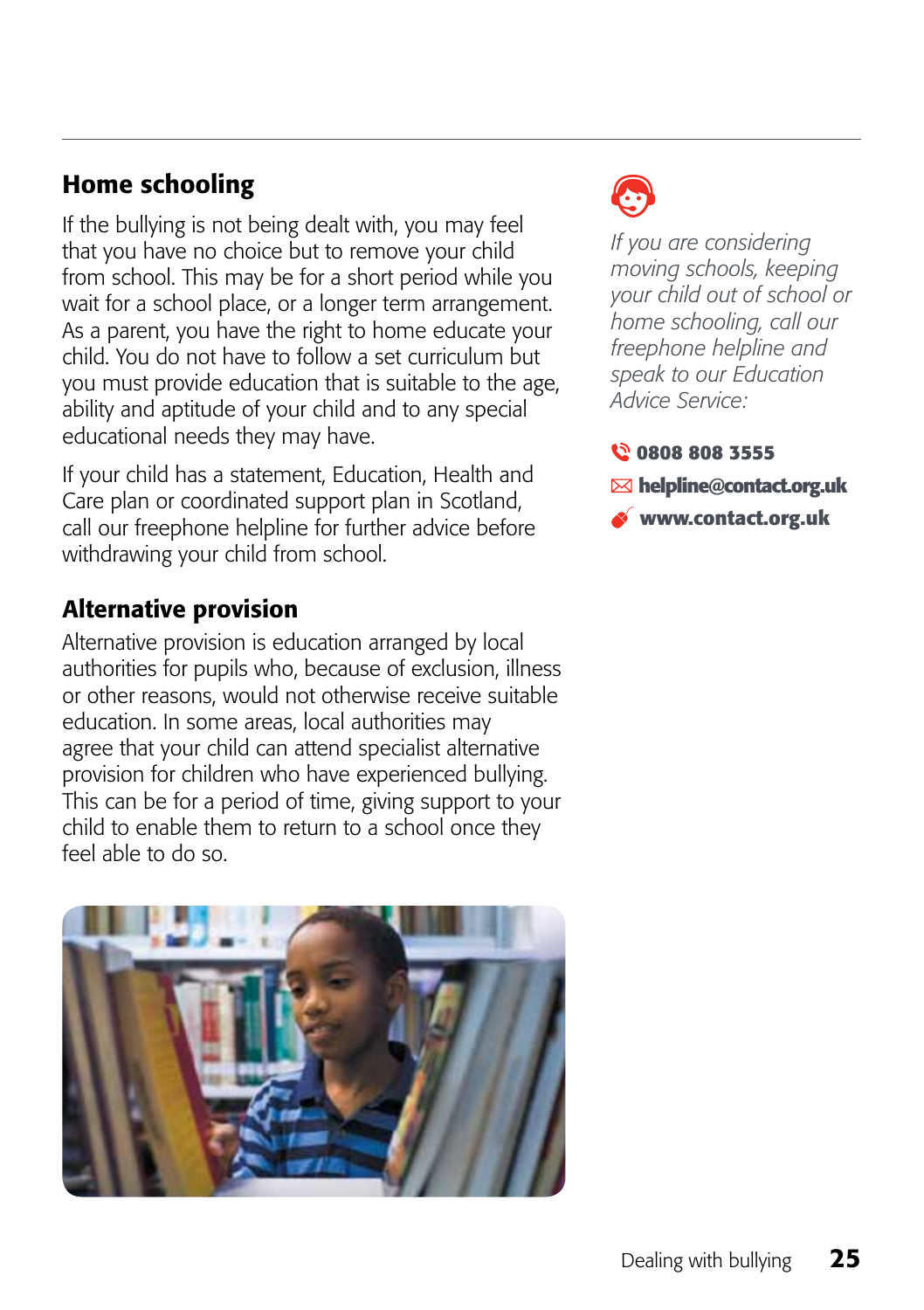## Home schooling

If the bullying is not being dealt with, you may feel that you have no choice but to remove your child from school. This may be for a short period while you wait for a school place, or a longer term arrangement. As a parent, you have the right to home educate your child. You do not have to follow a set curriculum but you must provide education that is suitable to the age, ability and aptitude of your child and to any special educational needs they may have.

If your child has a statement, Education, Health and Care plan or coordinated support plan in Scotland, call our freephone helpline for further advice before withdrawing your child from school.

## Alternative provision

Alternative provision is education arranged by local authorities for pupils who, because of exclusion, illness or other reasons, would not otherwise receive suitable education. In some areas, local authorities may agree that your child can attend specialist alternative provision for children who have experienced bullying. This can be for a period of time, giving support to your child to enable them to return to a school once they feel able to do so.

*If you are considering moving schools, keeping your child out of school or home schooling, call our freephone helpline and speak to our Education Advice Service:*

**0808 808 3555**

**helpline@contact.org.uk**

**www.contact.org.uk**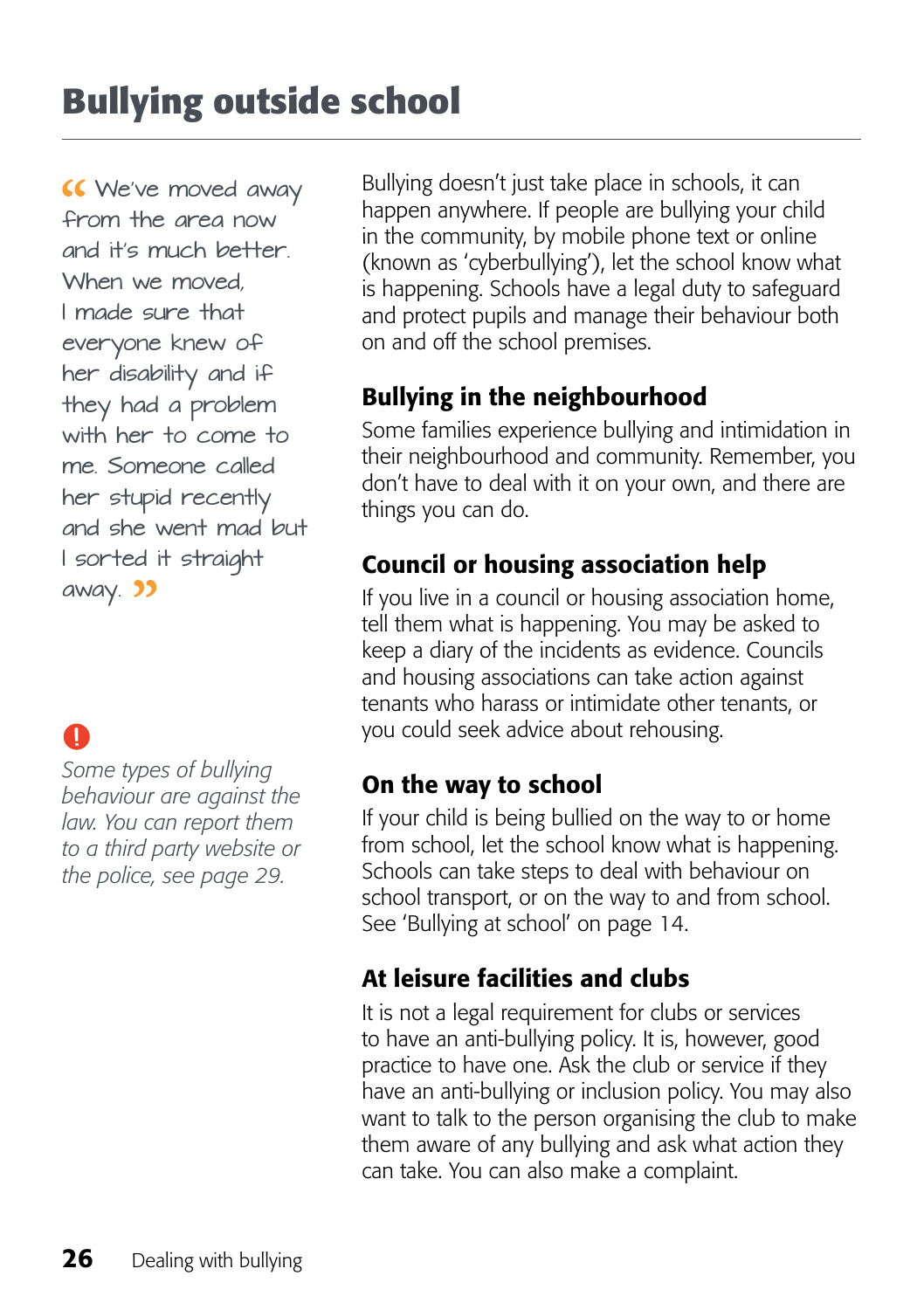# Bullying outside school

“We’ve moved away from the area now and it’s much better. When we moved, I made sure that everyone knew of her disability and if they had a problem with her to come to me. Someone called her stupid recently and she went mad but I sorted it straight away.”

*Some types of bullying behaviour are against the law. You can report them to a third party website or the police, see page 29.*

Bullying doesn’t just take place in schools, it can happen anywhere. If people are bullying your child in the community, by mobile phone text or online (known as ‘cyberbullying’), let the school know what is happening. Schools have a legal duty to safeguard and protect pupils and manage their behaviour both on and off the school premises.

## Bullying in the neighbourhood

Some families experience bullying and intimidation in their neighbourhood and community. Remember, you don’t have to deal with it on your own, and there are things you can do.

## Council or housing association help

If you live in a council or housing association home, tell them what is happening. You may be asked to keep a diary of the incidents as evidence. Councils and housing associations can take action against tenants who harass or intimidate other tenants, or you could seek advice about rehousing.

## On the way to school

If your child is being bullied on the way to or home from school, let the school know what is happening. Schools can take steps to deal with behaviour on school transport, or on the way to and from school. See ‘Bullying at school’ on page 14.

## At leisure facilities and clubs

It is not a legal requirement for clubs or services to have an anti-bullying policy. It is, however, good practice to have one. Ask the club or service if they have an anti-bullying or inclusion policy. You may also want to talk to the person organising the club to make them aware of any bullying and ask what action they can take. You can also make a complaint.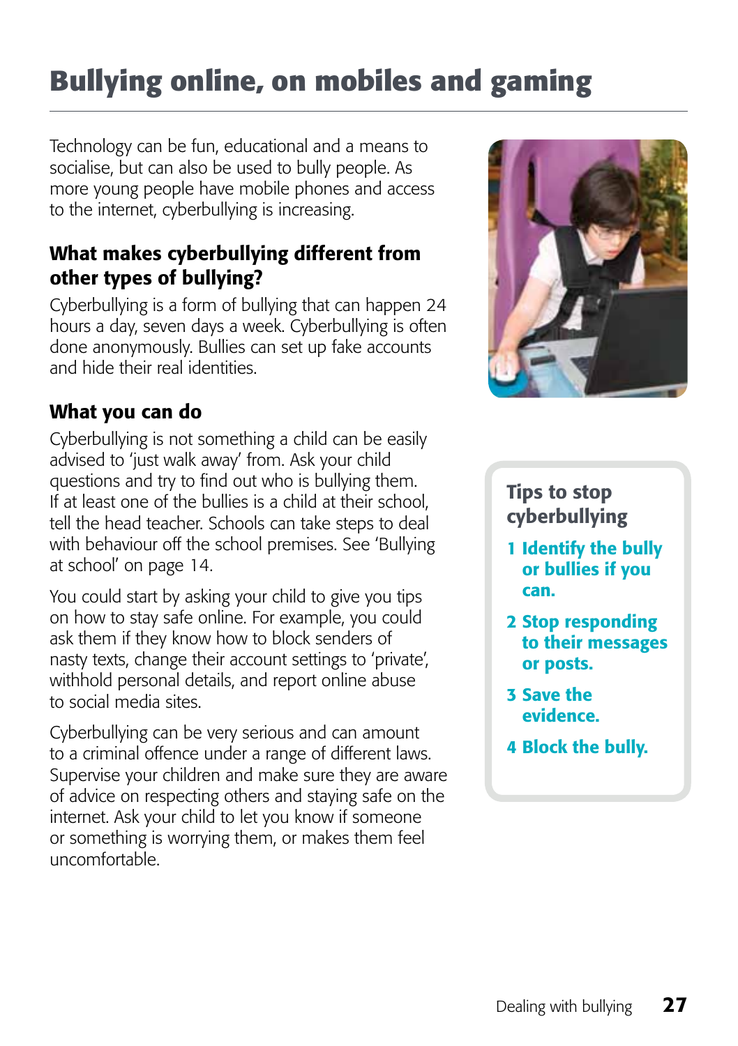# Bullying online, on mobiles and gaming

Technology can be fun, educational and a means to socialise, but can also be used to bully people. As more young people have mobile phones and access to the internet, cyberbullying is increasing.

## What makes cyberbullying different from other types of bullying?

Cyberbullying is a form of bullying that can happen 24 hours a day, seven days a week. Cyberbullying is often done anonymously. Bullies can set up fake accounts and hide their real identities.

## What you can do

Cyberbullying is not something a child can be easily advised to 'just walk away' from. Ask your child questions and try to find out who is bullying them. If at least one of the bullies is a child at their school, tell the head teacher. Schools can take steps to deal with behaviour off the school premises. See 'Bullying at school' on page 14.

You could start by asking your child to give you tips on how to stay safe online. For example, you could ask them if they know how to block senders of nasty texts, change their account settings to 'private', withhold personal details, and report online abuse to social media sites.

Cyberbullying can be very serious and can amount to a criminal offence under a range of different laws. Supervise your children and make sure they are aware of advice on respecting others and staying safe on the internet. Ask your child to let you know if someone or something is worrying them, or makes them feel uncomfortable.

### Tips to stop cyberbullying

1. **Identify the bully or bullies if you can.**
2. **Stop responding to their messages or posts.**
3. **Save the evidence.**
4. **Block the bully.**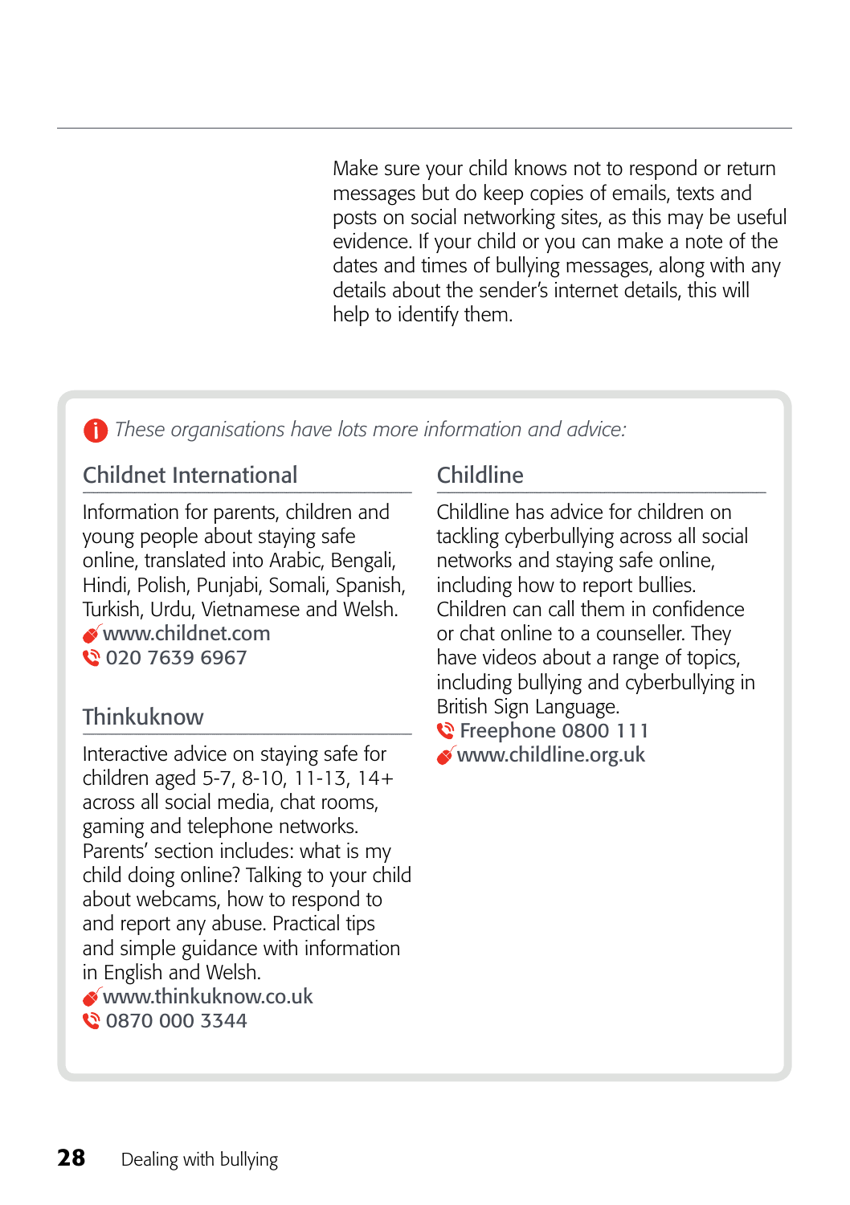Make sure your child knows not to respond or return messages but do keep copies of emails, texts and posts on social networking sites, as this may be useful evidence. If your child or you can make a note of the dates and times of bullying messages, along with any details about the sender's internet details, this will help to identify them.

*These organisations have lots more information and advice:*

## Childnet International

Information for parents, children and young people about staying safe online, translated into Arabic, Bengali, Hindi, Polish, Punjabi, Somali, Spanish, Turkish, Urdu, Vietnamese and Welsh.
www.childnet.com
020 7639 6967

## Thinkuknow

Interactive advice on staying safe for children aged 5-7, 8-10, 11-13, 14+ across all social media, chat rooms, gaming and telephone networks. Parents' section includes: what is my child doing online? Talking to your child about webcams, how to respond to and report any abuse. Practical tips and simple guidance with information in English and Welsh.
www.thinkuknow.co.uk
0870 000 3344

## Childline

Childline has advice for children on tackling cyberbullying across all social networks and staying safe online, including how to report bullies. Children can call them in confidence or chat online to a counseller. They have videos about a range of topics, including bullying and cyberbullying in British Sign Language.
Freephone 0800 111
www.childline.org.uk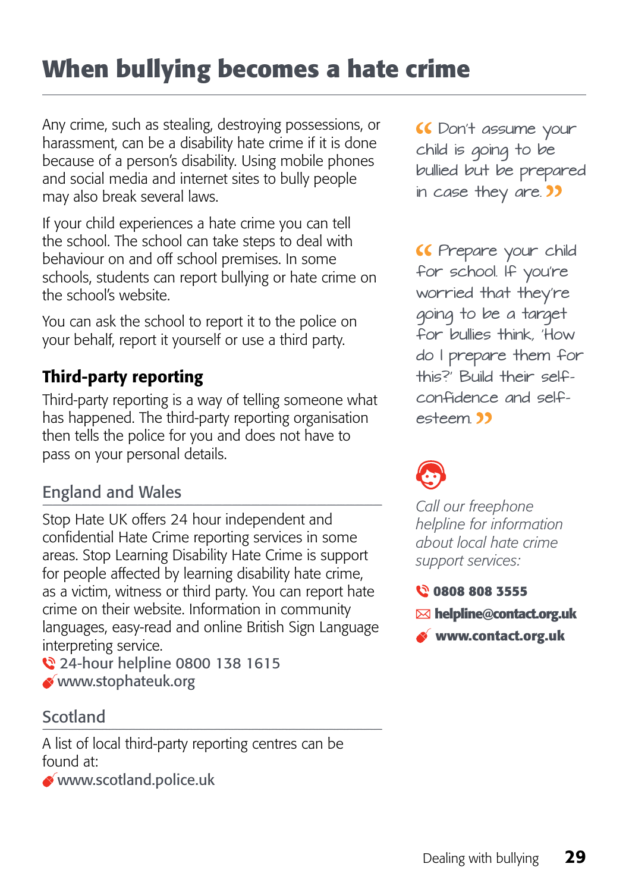# When bullying becomes a hate crime

Any crime, such as stealing, destroying possessions, or harassment, can be a disability hate crime if it is done because of a person's disability. Using mobile phones and social media and internet sites to bully people may also break several laws.

If your child experiences a hate crime you can tell the school. The school can take steps to deal with behaviour on and off school premises. In some schools, students can report bullying or hate crime on the school's website.

You can ask the school to report it to the police on your behalf, report it yourself or use a third party.

## Third-party reporting

Third-party reporting is a way of telling someone what has happened. The third-party reporting organisation then tells the police for you and does not have to pass on your personal details.

### England and Wales

Stop Hate UK offers 24 hour independent and confidential Hate Crime reporting services in some areas. Stop Learning Disability Hate Crime is support for people affected by learning disability hate crime, as a victim, witness or third party. You can report hate crime on their website. Information in community languages, easy-read and online British Sign Language interpreting service.

24-hour helpline 0800 138 1615
www.stophateuk.org

### Scotland

A list of local third-party reporting centres can be found at:
www.scotland.police.uk

"Don't assume your child is going to be bullied but be prepared in case they are."

"Prepare your child for school. If you're worried that they're going to be a target for bullies think, 'How do I prepare them for this?' Build their self-confidence and self-esteem."

*Call our freephone helpline for information about local hate crime support services:*

**0808 808 3555**
**helpline@contact.org.uk**
**www.contact.org.uk**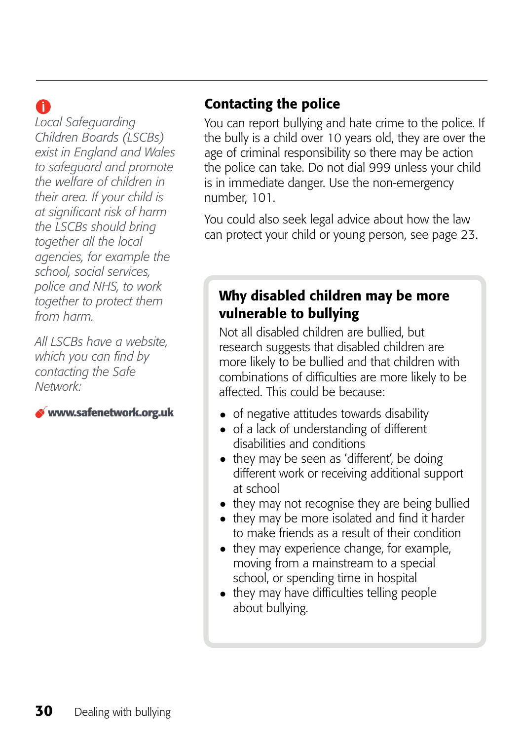## Contacting the police

You can report bullying and hate crime to the police. If the bully is a child over 10 years old, they are over the age of criminal responsibility so there may be action the police can take. Do not dial 999 unless your child is in immediate danger. Use the non-emergency number, 101.

You could also seek legal advice about how the law can protect your child or young person, see page 23.

*Local Safeguarding Children Boards (LSCBs) exist in England and Wales to safeguard and promote the welfare of children in their area. If your child is at significant risk of harm the LSCBs should bring together all the local agencies, for example the school, social services, police and NHS, to work together to protect them from harm.*

*All LSCBs have a website, which you can find by contacting the Safe Network:*

**www.safenetwork.org.uk**

### Why disabled children may be more vulnerable to bullying

Not all disabled children are bullied, but research suggests that disabled children are more likely to be bullied and that children with combinations of difficulties are more likely to be affected. This could be because:

- of negative attitudes towards disability
- of a lack of understanding of different disabilities and conditions
- they may be seen as 'different', be doing different work or receiving additional support at school
- they may not recognise they are being bullied
- they may be more isolated and find it harder to make friends as a result of their condition
- they may experience change, for example, moving from a mainstream to a special school, or spending time in hospital
- they may have difficulties telling people about bullying.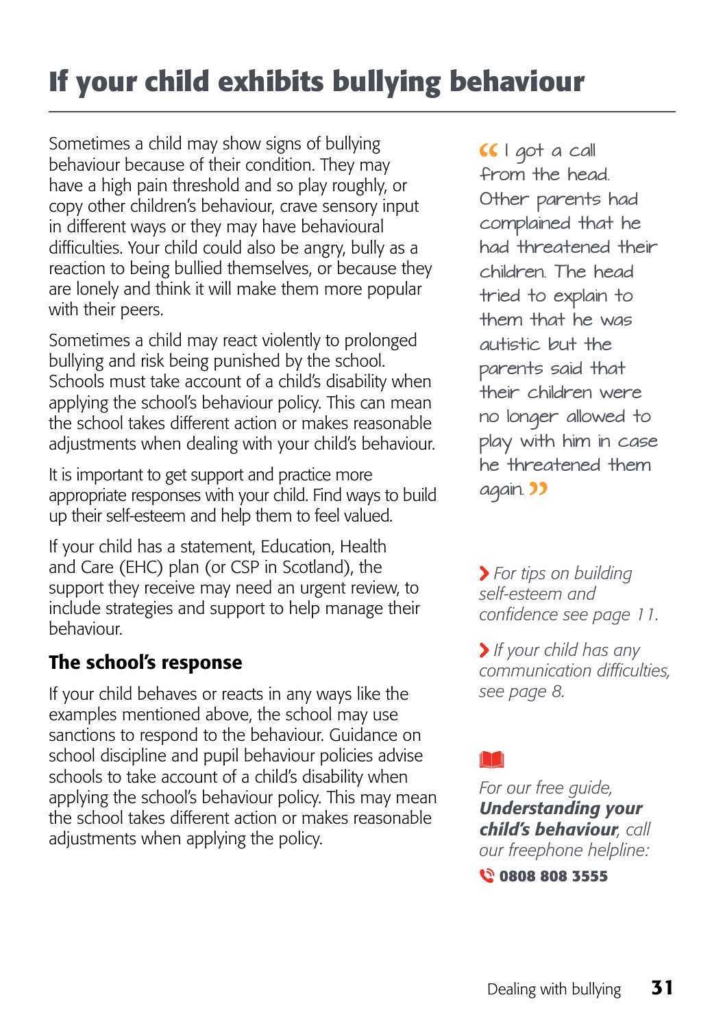# If your child exhibits bullying behaviour

Sometimes a child may show signs of bullying behaviour because of their condition. They may have a high pain threshold and so play roughly, or copy other children's behaviour, crave sensory input in different ways or they may have behavioural difficulties. Your child could also be angry, bully as a reaction to being bullied themselves, or because they are lonely and think it will make them more popular with their peers.

Sometimes a child may react violently to prolonged bullying and risk being punished by the school. Schools must take account of a child's disability when applying the school's behaviour policy. This can mean the school takes different action or makes reasonable adjustments when dealing with your child's behaviour.

It is important to get support and practice more appropriate responses with your child. Find ways to build up their self-esteem and help them to feel valued.

If your child has a statement, Education, Health and Care (EHC) plan (or CSP in Scotland), the support they receive may need an urgent review, to include strategies and support to help manage their behaviour.

## The school's response

If your child behaves or reacts in any ways like the examples mentioned above, the school may use sanctions to respond to the behaviour. Guidance on school discipline and pupil behaviour policies advise schools to take account of a child's disability when applying the school's behaviour policy. This may mean the school takes different action or makes reasonable adjustments when applying the policy.

“I got a call from the head. Other parents had complained that he had threatened their children. The head tried to explain to them that he was autistic but the parents said that their children were no longer allowed to play with him in case he threatened them again.”

› *For tips on building self-esteem and confidence see page 11.*

› *If your child has any communication difficulties, see page 8.*

*For our free guide,* ***Understanding your child's behaviour****, call our freephone helpline:*

**0808 808 3555**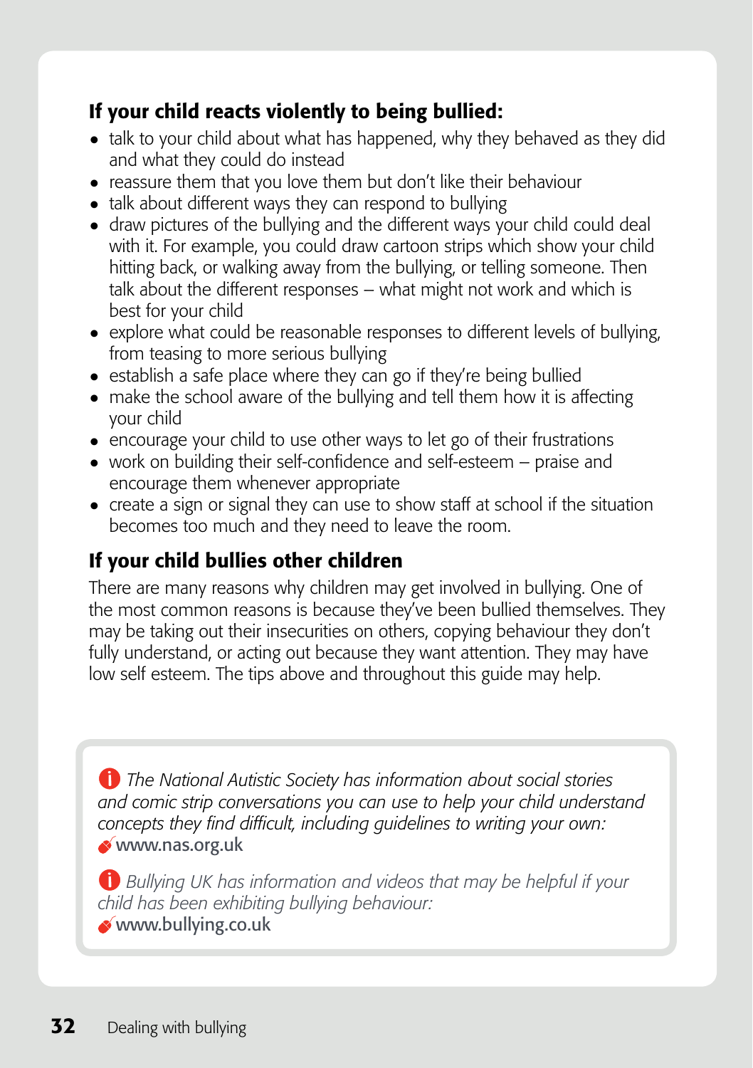### If your child reacts violently to being bullied:

- talk to your child about what has happened, why they behaved as they did and what they could do instead
- reassure them that you love them but don't like their behaviour
- talk about different ways they can respond to bullying
- draw pictures of the bullying and the different ways your child could deal with it. For example, you could draw cartoon strips which show your child hitting back, or walking away from the bullying, or telling someone. Then talk about the different responses – what might not work and which is best for your child
- explore what could be reasonable responses to different levels of bullying, from teasing to more serious bullying
- establish a safe place where they can go if they're being bullied
- make the school aware of the bullying and tell them how it is affecting your child
- encourage your child to use other ways to let go of their frustrations
- work on building their self-confidence and self-esteem – praise and encourage them whenever appropriate
- create a sign or signal they can use to show staff at school if the situation becomes too much and they need to leave the room.

### If your child bullies other children

There are many reasons why children may get involved in bullying. One of the most common reasons is because they've been bullied themselves. They may be taking out their insecurities on others, copying behaviour they don't fully understand, or acting out because they want attention. They may have low self esteem. The tips above and throughout this guide may help.

*The National Autistic Society has information about social stories and comic strip conversations you can use to help your child understand concepts they find difficult, including guidelines to writing your own:*
**www.nas.org.uk**

*Bullying UK has information and videos that may be helpful if your child has been exhibiting bullying behaviour:*
**www.bullying.co.uk**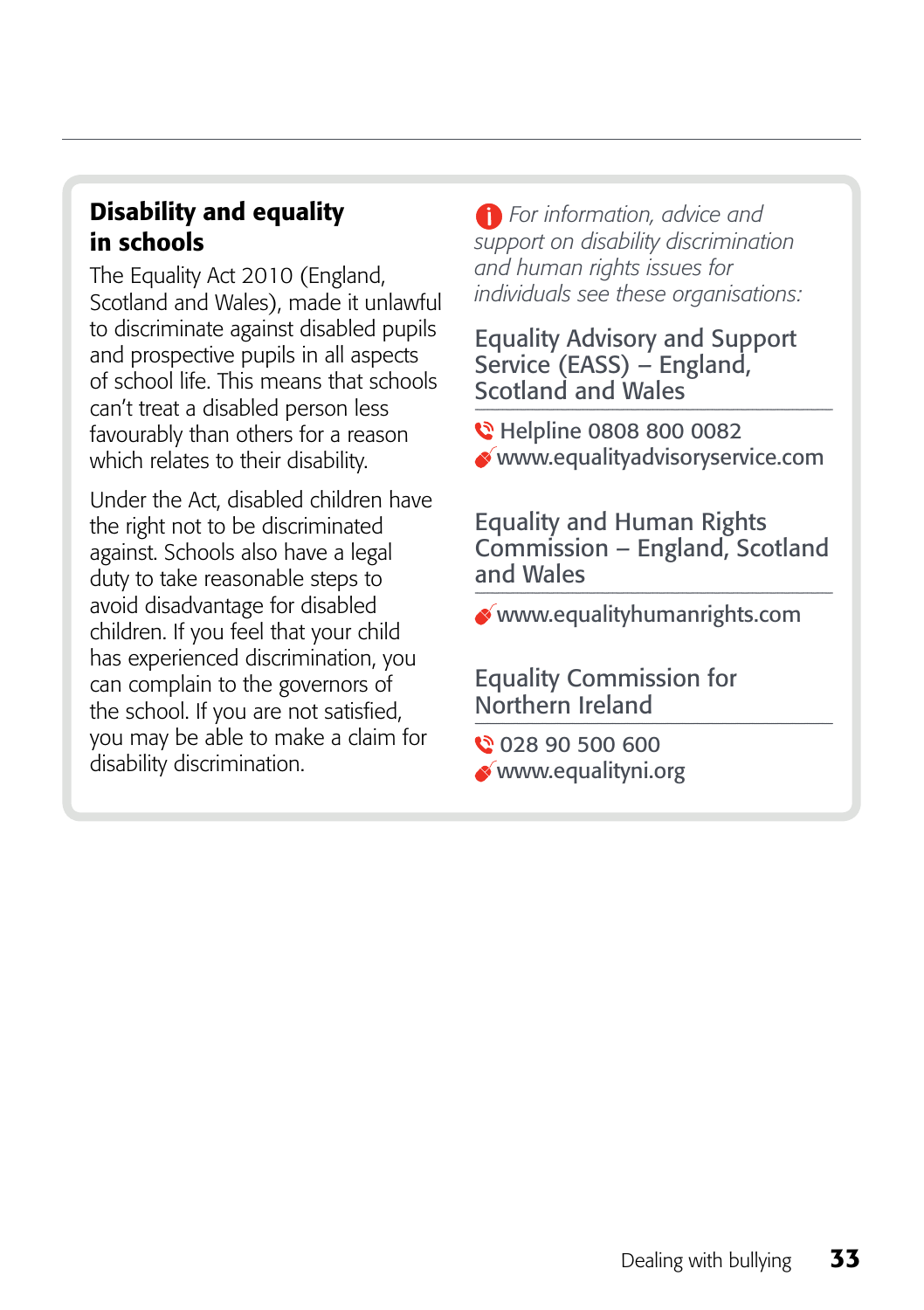## Disability and equality in schools

The Equality Act 2010 (England, Scotland and Wales), made it unlawful to discriminate against disabled pupils and prospective pupils in all aspects of school life. This means that schools can't treat a disabled person less favourably than others for a reason which relates to their disability.

Under the Act, disabled children have the right not to be discriminated against. Schools also have a legal duty to take reasonable steps to avoid disadvantage for disabled children. If you feel that your child has experienced discrimination, you can complain to the governors of the school. If you are not satisfied, you may be able to make a claim for disability discrimination.

*For information, advice and support on disability discrimination and human rights issues for individuals see these organisations:*

### Equality Advisory and Support Service (EASS) – England, Scotland and Wales

Helpline 0808 800 0082
www.equalityadvisoryservice.com

### Equality and Human Rights Commission – England, Scotland and Wales

www.equalityhumanrights.com

### Equality Commission for Northern Ireland

028 90 500 600
www.equalityni.org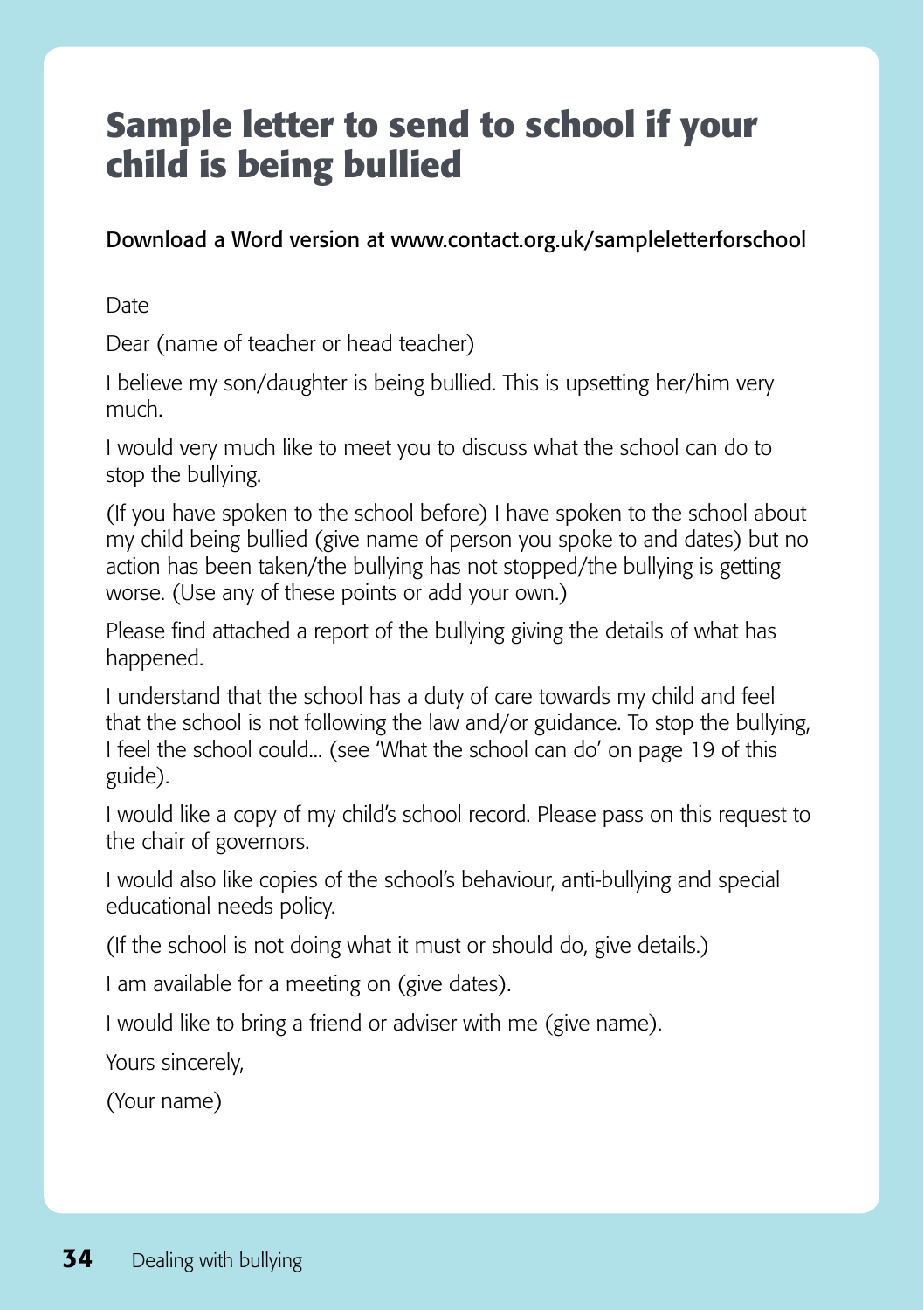# Sample letter to send to school if your child is being bullied

Download a Word version at www.contact.org.uk/sampleletterforschool

Date

Dear (name of teacher or head teacher)

I believe my son/daughter is being bullied. This is upsetting her/him very much.

I would very much like to meet you to discuss what the school can do to stop the bullying.

(If you have spoken to the school before) I have spoken to the school about my child being bullied (give name of person you spoke to and dates) but no action has been taken/the bullying has not stopped/the bullying is getting worse. (Use any of these points or add your own.)

Please find attached a report of the bullying giving the details of what has happened.

I understand that the school has a duty of care towards my child and feel that the school is not following the law and/or guidance. To stop the bullying, I feel the school could... (see 'What the school can do' on page 19 of this guide).

I would like a copy of my child's school record. Please pass on this request to the chair of governors.

I would also like copies of the school's behaviour, anti-bullying and special educational needs policy.

(If the school is not doing what it must or should do, give details.)

I am available for a meeting on (give dates).

I would like to bring a friend or adviser with me (give name).

Yours sincerely,

(Your name)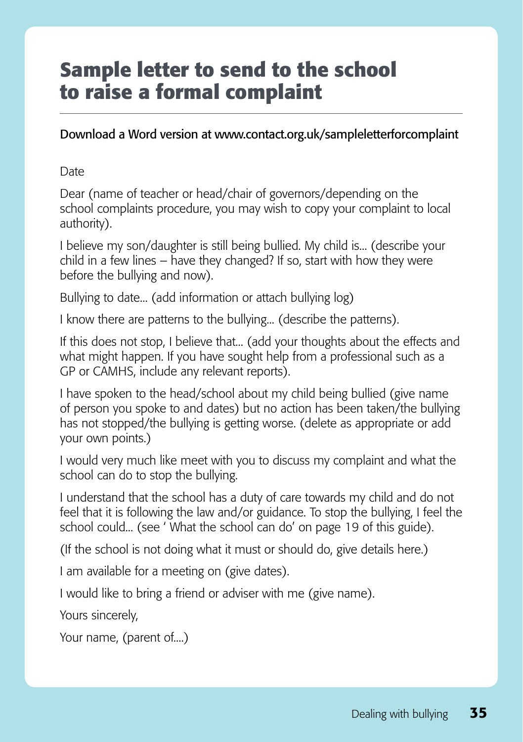# Sample letter to send to the school to raise a formal complaint

Download a Word version at www.contact.org.uk/sampleletterforcomplaint

Date

Dear (name of teacher or head/chair of governors/depending on the school complaints procedure, you may wish to copy your complaint to local authority).

I believe my son/daughter is still being bullied. My child is... (describe your child in a few lines – have they changed? If so, start with how they were before the bullying and now).

Bullying to date... (add information or attach bullying log)

I know there are patterns to the bullying... (describe the patterns).

If this does not stop, I believe that... (add your thoughts about the effects and what might happen. If you have sought help from a professional such as a GP or CAMHS, include any relevant reports).

I have spoken to the head/school about my child being bullied (give name of person you spoke to and dates) but no action has been taken/the bullying has not stopped/the bullying is getting worse. (delete as appropriate or add your own points.)

I would very much like meet with you to discuss my complaint and what the school can do to stop the bullying.

I understand that the school has a duty of care towards my child and do not feel that it is following the law and/or guidance. To stop the bullying, I feel the school could... (see ' What the school can do' on page 19 of this guide).

(If the school is not doing what it must or should do, give details here.)

I am available for a meeting on (give dates).

I would like to bring a friend or adviser with me (give name).

Yours sincerely,

Your name, (parent of....)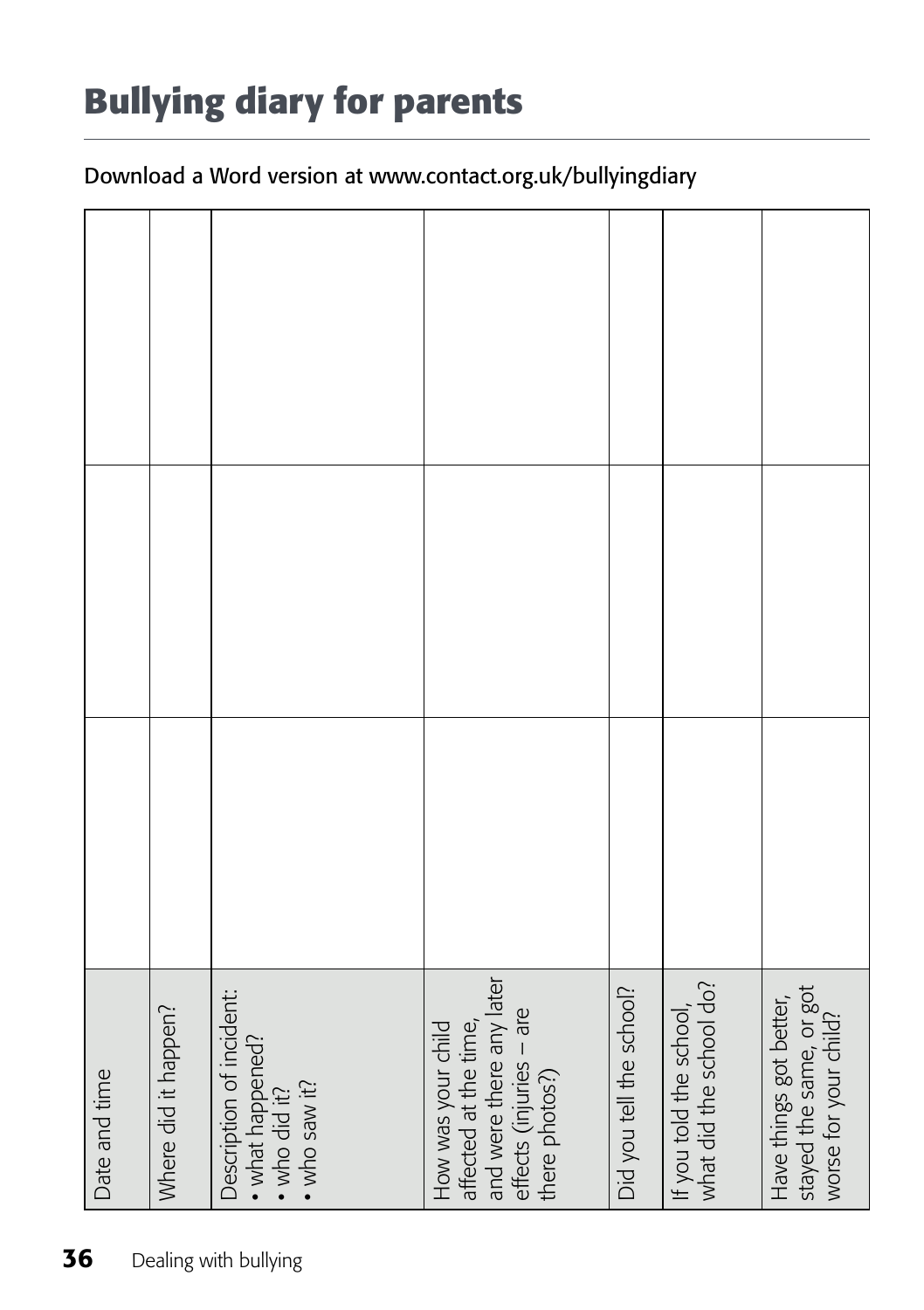# Bullying diary for parents

Download a Word version at www.contact.org.uk/bullyingdiary

| Date and time | Where did it happen? | Description of incident:<br>• what happened?<br>• who did it?<br>• who saw it? | How was your child affected at the time, and were there any later effects (injuries – are there photos?) | Did you tell the school? | If you told the school, what did the school do? | Have things got better, stayed the same, or got worse for your child? |
|---|---|---|---|---|---|---|
| | | | | | | |
| | | | | | | |
| | | | | | | |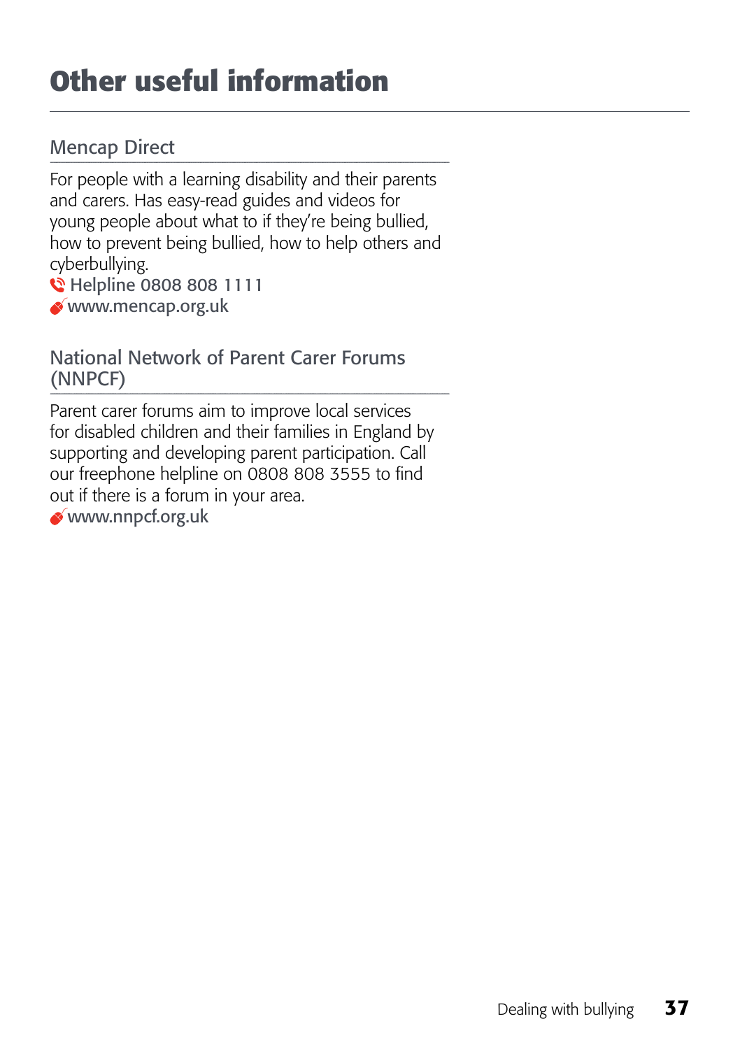# Other useful information

## Mencap Direct

For people with a learning disability and their parents and carers. Has easy-read guides and videos for young people about what to if they're being bullied, how to prevent being bullied, how to help others and cyberbullying.

Helpline 0808 808 1111

www.mencap.org.uk

## National Network of Parent Carer Forums (NNPCF)

Parent carer forums aim to improve local services for disabled children and their families in England by supporting and developing parent participation. Call our freephone helpline on 0808 808 3555 to find out if there is a forum in your area.

www.nnpcf.org.uk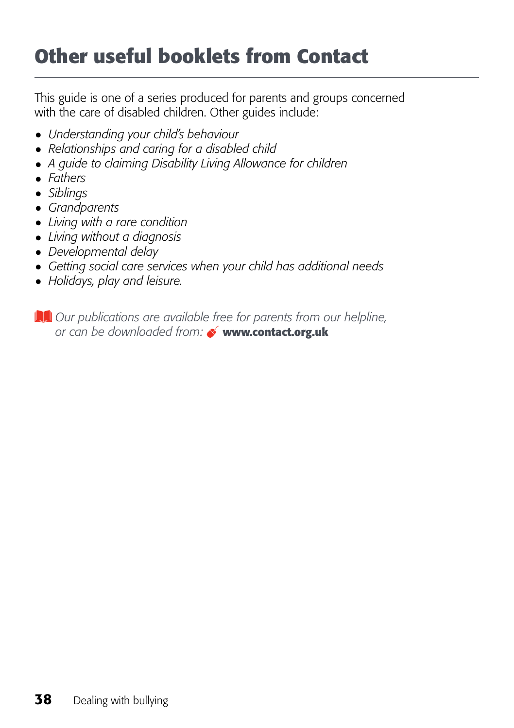# Other useful booklets from Contact

This guide is one of a series produced for parents and groups concerned with the care of disabled children. Other guides include:

- *Understanding your child's behaviour*
- *Relationships and caring for a disabled child*
- *A guide to claiming Disability Living Allowance for children*
- *Fathers*
- *Siblings*
- *Grandparents*
- *Living with a rare condition*
- *Living without a diagnosis*
- *Developmental delay*
- *Getting social care services when your child has additional needs*
- *Holidays, play and leisure.*

*Our publications are available free for parents from our helpline, or can be downloaded from:* **www.contact.org.uk**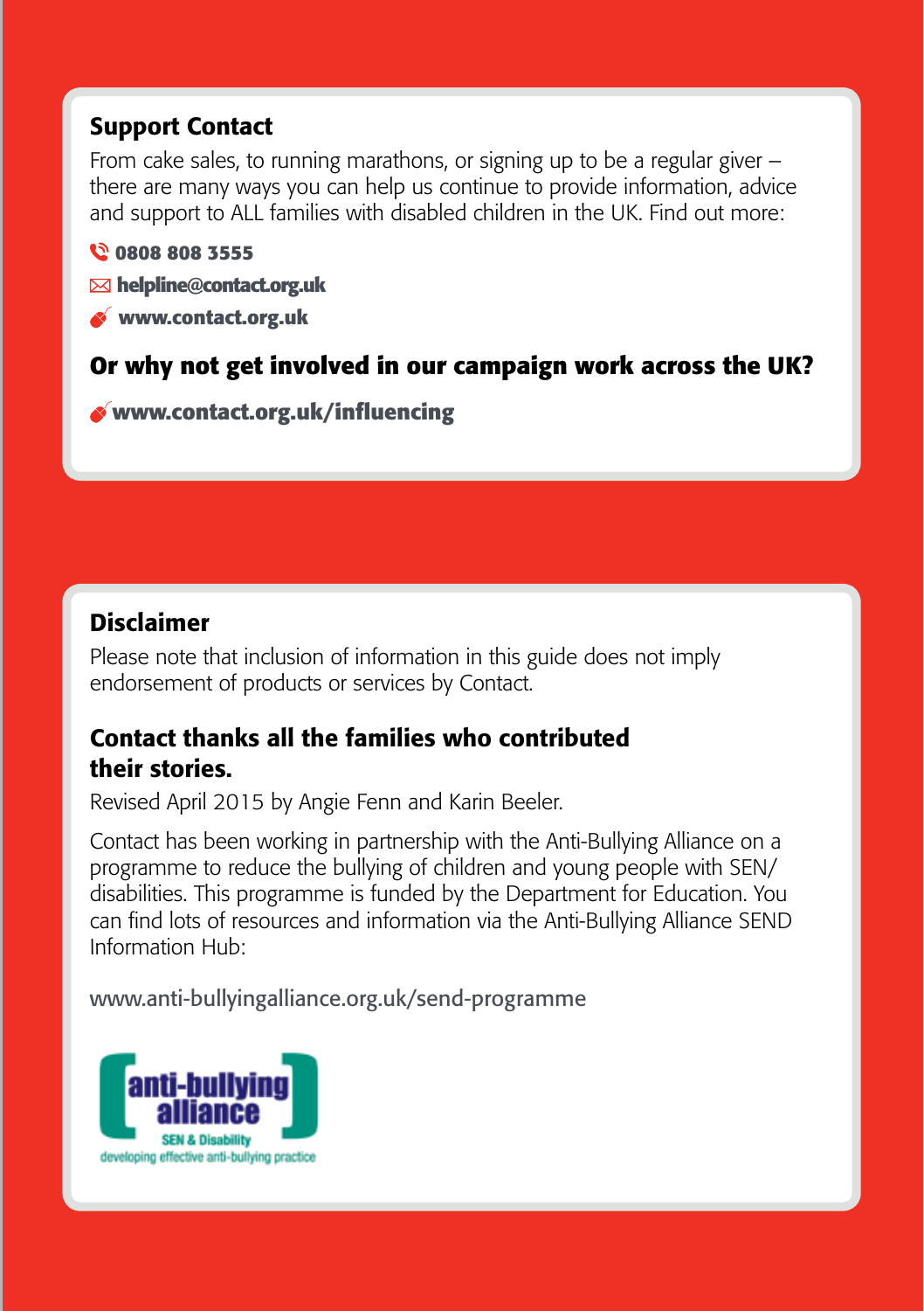## Support Contact

From cake sales, to running marathons, or signing up to be a regular giver – there are many ways you can help us continue to provide information, advice and support to ALL families with disabled children in the UK. Find out more:

**0808 808 3555**

**helpline@contact.org.uk**

**www.contact.org.uk**

### Or why not get involved in our campaign work across the UK?

**www.contact.org.uk/influencing**

## Disclaimer

Please note that inclusion of information in this guide does not imply endorsement of products or services by Contact.

### Contact thanks all the families who contributed their stories.

Revised April 2015 by Angie Fenn and Karin Beeler.

Contact has been working in partnership with the Anti-Bullying Alliance on a programme to reduce the bullying of children and young people with SEN/disabilities. This programme is funded by the Department for Education. You can find lots of resources and information via the Anti-Bullying Alliance SEND Information Hub:

www.anti-bullyingalliance.org.uk/send-programme

anti-bullying alliance
SEN & Disability
developing effective anti-bullying practice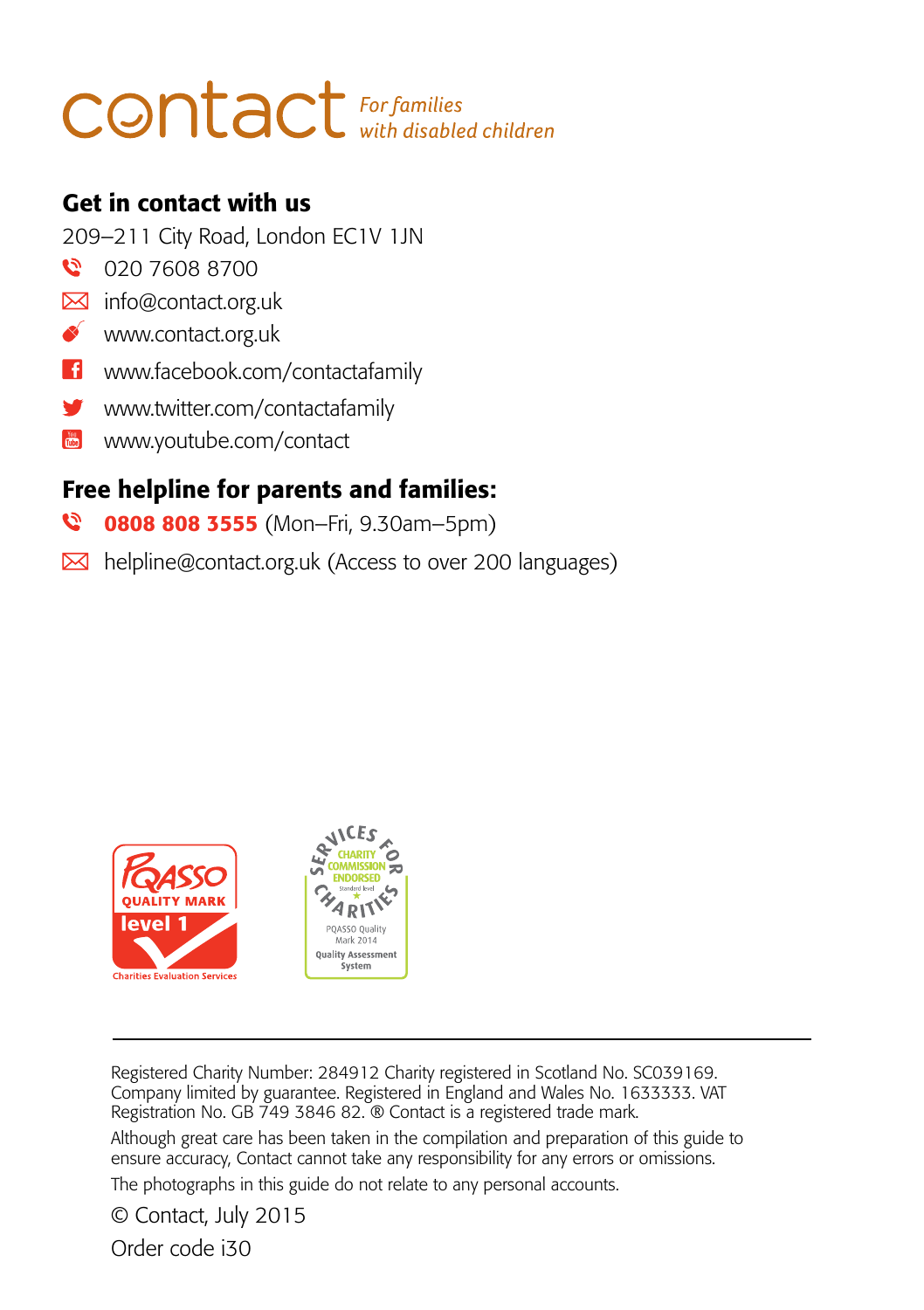contact *For families with disabled children*

## Get in contact with us

209–211 City Road, London EC1V 1JN

020 7608 8700

info@contact.org.uk

www.contact.org.uk

www.facebook.com/contactafamily

www.twitter.com/contactafamily

www.youtube.com/contact

## Free helpline for parents and families:

**0808 808 3555** (Mon–Fri, 9.30am–5pm)

helpline@contact.org.uk (Access to over 200 languages)

PQASSO QUALITY MARK level 1
Charities Evaluation Services

SERVICES FOR CHARITIES
CHARITY COMMISSION ENDORSED
Standard level
PQASSO Quality Mark 2014
Quality Assessment System

---

Registered Charity Number: 284912 Charity registered in Scotland No. SC039169. Company limited by guarantee. Registered in England and Wales No. 1633333. VAT Registration No. GB 749 3846 82. ® Contact is a registered trade mark.

Although great care has been taken in the compilation and preparation of this guide to ensure accuracy, Contact cannot take any responsibility for any errors or omissions.

The photographs in this guide do not relate to any personal accounts.

© Contact, July 2015

Order code i30